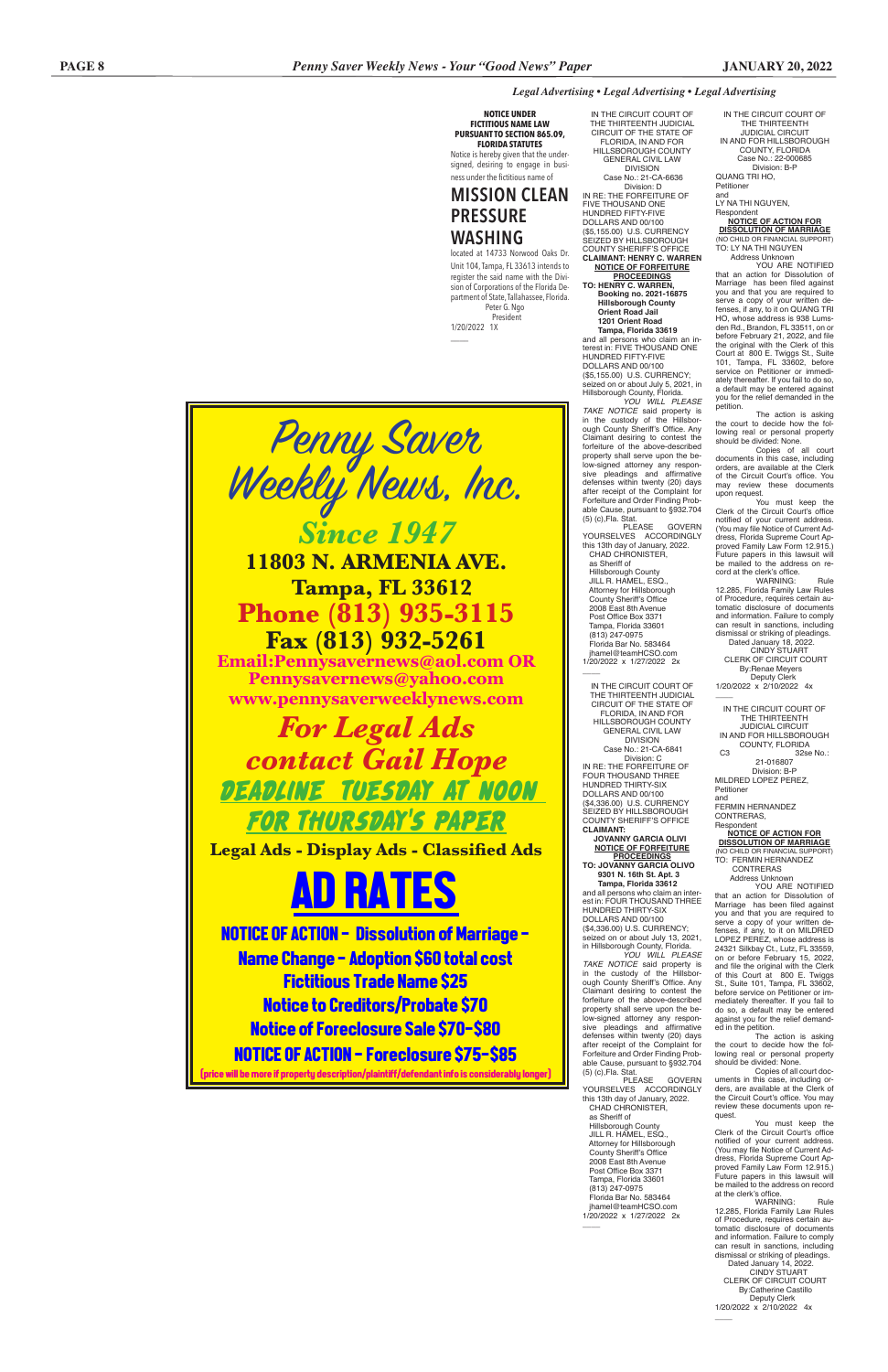*Legal Advertising • Legal Advertising • Legal Advertising*

**NOTICE UNDER FICTITIOUS NAME LAW PURSUANT TO SECTION 865.09, FLORIDA STATUTES**

Notice is hereby given that the undersigned, desiring to engage in business under the fictitious name of

## MISSION CLEAN PRESSURE WASHING

located at 14733 Norwood Oaks Dr. Unit 104, Tampa, FL 33613 intends to register the said name with the Division of Corporations of the Florida Department of State, Tallahassee, Florida.

Peter G. Ngo
President

1/20/2022 1X

---

# Penny Saver Weekly News, Inc.

**Since 1947**

**11803 N. ARMENIA AVE.**
**Tampa, FL 33612**
**Phone (813) 935-3115**
**Fax (813) 932-5261**
**Email:Pennysavernews@aol.com OR Pennysavernews@yahoo.com**
**www.pennysaverweeklynews.com**

**For Legal Ads contact Gail Hope**

**DEADLINE TUESDAY AT NOON FOR THURSDAY'S PAPER**

**Legal Ads - Display Ads - Classified Ads**

## AD RATES

**NOTICE OF ACTION - Dissolution of Marriage - Name Change - Adoption $60 total cost**
**Fictitious Trade Name $25**
**Notice to Creditors/Probate $70**
**Notice of Foreclosure Sale $70-$80**
**NOTICE OF ACTION - Foreclosure $75-$85**
(price will be more if property description/plaintiff/defendant info is considerably longer)

---

IN THE CIRCUIT COURT OF THE THIRTEENTH JUDICIAL CIRCUIT OF THE STATE OF FLORIDA, IN AND FOR HILLSBOROUGH COUNTY GENERAL CIVIL LAW DIVISION
Case No.: 21-CA-6636
Division: D

IN RE: THE FORFEITURE OF FIVE THOUSAND ONE HUNDRED FIFTY-FIVE DOLLARS AND 00/100 ($5,155.00) U.S. CURRENCY SEIZED BY HILLSBOROUGH COUNTY SHERIFF'S OFFICE

**CLAIMANT: HENRY C. WARREN**

**NOTICE OF FORFEITURE PROCEEDINGS**

**TO: HENRY C. WARREN, Booking no. 2021-16875 Hillsborough County Orient Road Jail 1201 Orient Road Tampa, Florida 33619**

and all persons who claim an interest in: FIVE THOUSAND ONE HUNDRED FIFTY-FIVE DOLLARS AND 00/100 ($5,155.00) U.S. CURRENCY; seized on or about July 5, 2021, in Hillsborough County, Florida.

*YOU WILL PLEASE TAKE NOTICE* said property is in the custody of the Hillsborough County Sheriff's Office. Any Claimant desiring to contest the forfeiture of the above-described property shall serve upon the below-signed attorney any responsive pleadings and affirmative defenses within twenty (20) days after receipt of the Complaint for Forfeiture and Order Finding Probable Cause, pursuant to §932.704 (5) (c),Fla. Stat.

PLEASE GOVERN YOURSELVES ACCORDINGLY this 13th day of January, 2022.

CHAD CHRONISTER,
as Sheriff of
Hillsborough County
JILL R. HAMEL, ESQ.,
Attorney for Hillsborough County Sheriff's Office
2008 East 8th Avenue
Post Office Box 3371
Tampa, Florida 33601
(813) 247-0975
Florida Bar No. 583464
jhamel@teamHCSO.com

1/20/2022 x 1/27/2022 2x

---

IN THE CIRCUIT COURT OF THE THIRTEENTH JUDICIAL CIRCUIT OF THE STATE OF FLORIDA, IN AND FOR HILLSBOROUGH COUNTY GENERAL CIVIL LAW DIVISION
Case No.: 21-CA-6841
Division: C

IN RE: THE FORFEITURE OF FOUR THOUSAND THREE HUNDRED THIRTY-SIX DOLLARS AND 00/100 ($4,336.00) U.S. CURRENCY SEIZED BY HILLSBOROUGH COUNTY SHERIFF'S OFFICE

**CLAIMANT: JOVANNY GARCIA OLIVI**

**NOTICE OF FORFEITURE PROCEEDINGS**

**TO: JOVANNY GARCIA OLIVO 9301 N. 16th St. Apt. 3 Tampa, Florida 33612**

and all persons who claim an interest in: FOUR THOUSAND THREE HUNDRED THIRTY-SIX DOLLARS AND 00/100 ($4,336.00) U.S. CURRENCY; seized on or about July 13, 2021, in Hillsborough County, Florida.

*YOU WILL PLEASE TAKE NOTICE* said property is in the custody of the Hillsborough County Sheriff's Office. Any Claimant desiring to contest the forfeiture of the above-described property shall serve upon the below-signed attorney any responsive pleadings and affirmative defenses within twenty (20) days after receipt of the Complaint for Forfeiture and Order Finding Probable Cause, pursuant to §932.704 (5) (c),Fla. Stat.

PLEASE GOVERN YOURSELVES ACCORDINGLY this 13th day of January, 2022.

CHAD CHRONISTER,
as Sheriff of
Hillsborough County
JILL R. HAMEL, ESQ.,
Attorney for Hillsborough County Sheriff's Office
2008 East 8th Avenue
Post Office Box 3371
Tampa, Florida 33601
(813) 247-0975
Florida Bar No. 583464
jhamel@teamHCSO.com

1/20/2022 x 1/27/2022 2x

---

IN THE CIRCUIT COURT OF THE THIRTEENTH JUDICIAL CIRCUIT IN AND FOR HILLSBOROUGH COUNTY, FLORIDA
Case No.: 22-000685
Division: B-P

QUANG TRI HO,
Petitioner
and
LY NA THI NGUYEN,
Respondent

**NOTICE OF ACTION FOR DISSOLUTION OF MARRIAGE**
(NO CHILD OR FINANCIAL SUPPORT)

TO: LY NA THI NGUYEN
Address Unknown

YOU ARE NOTIFIED that an action for Dissolution of Marriage has been filed against you and that you are required to serve a copy of your written defenses, if any, to it on QUANG TRI HO, whose address is 938 Lumsden Rd., Brandon, FL 33511, on or before February 21, 2022, and file the original with the Clerk of this Court at 800 E. Twiggs St., Suite 101, Tampa, FL 33602, before service on Petitioner or immediately thereafter. If you fail to do so, a default may be entered against you for the relief demanded in the petition.

The action is asking the court to decide how the following real or personal property should be divided: None.

Copies of all court documents in this case, including orders, are available at the Clerk of the Circuit Court's office. You may review these documents upon request.

You must keep the Clerk of the Circuit Court's office notified of your current address. (You may file Notice of Current Address, Florida Supreme Court Approved Family Law Form 12.915.) Future papers in this lawsuit will be mailed to the address on record at the clerk's office.

WARNING: Rule 12.285, Florida Family Law Rules of Procedure, requires certain automatic disclosure of documents and information. Failure to comply can result in sanctions, including dismissal or striking of pleadings.

Dated January 18, 2022.
CINDY STUART
CLERK OF CIRCUIT COURT
By:Renae Meyers
Deputy Clerk

1/20/2022 x 2/10/2022 4x

---

IN THE CIRCUIT COURT OF THE THIRTEENTH JUDICIAL CIRCUIT IN AND FOR HILLSBOROUGH COUNTY, FLORIDA
C3 32se No.: 21-016807
Division: B-P

MILDRED LOPEZ PEREZ,
Petitioner
and
FERMIN HERNANDEZ CONTRERAS,
Respondent

**NOTICE OF ACTION FOR DISSOLUTION OF MARRIAGE**
(NO CHILD OR FINANCIAL SUPPORT)

TO: FERMIN HERNANDEZ CONTRERAS
Address Unknown

YOU ARE NOTIFIED that an action for Dissolution of Marriage has been filed against you and that you are required to serve a copy of your written defenses, if any, to it on MILDRED LOPEZ PEREZ, whose address is 24321 Silkbay Ct., Lutz, FL 33559, on or before February 15, 2022, and file the original with the Clerk of this Court at 800 E. Twiggs St., Suite 101, Tampa, FL 33602, before service on Petitioner or immediately thereafter. If you fail to do so, a default may be entered against you for the relief demanded in the petition.

The action is asking the court to decide how the following real or personal property should be divided: None.

Copies of all court documents in this case, including orders, are available at the Clerk of the Circuit Court's office. You may review these documents upon request.

You must keep the Clerk of the Circuit Court's office notified of your current address. (You may file Notice of Current Address, Florida Supreme Court Approved Family Law Form 12.915.) Future papers in this lawsuit will be mailed to the address on record at the clerk's office.

WARNING: Rule 12.285, Florida Family Law Rules of Procedure, requires certain automatic disclosure of documents and information. Failure to comply can result in sanctions, including dismissal or striking of pleadings.

Dated January 14, 2022.
CINDY STUART
CLERK OF CIRCUIT COURT
By:Catherine Castillo
Deputy Clerk

1/20/2022 x 2/10/2022 4x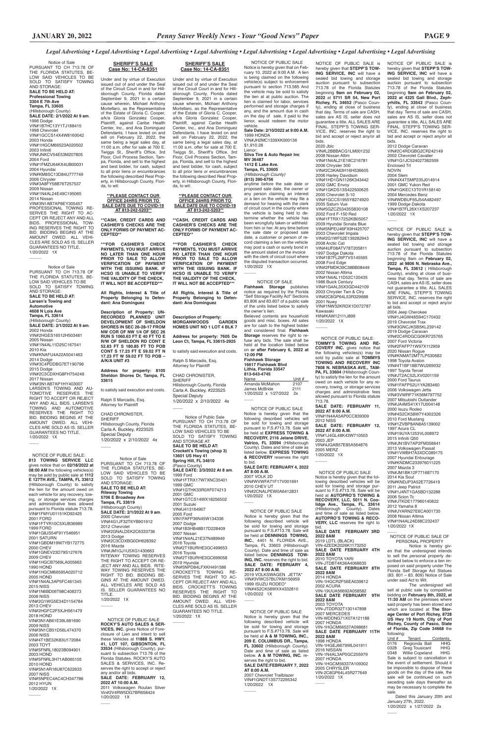*Legal Advertising • Legal Advertising • Legal Advertising • Legal Advertising • Legal Advertising • Legal Advertising • Legal Advertising*

Notice of Sale
PURSUANT TO CH 713.78 OF THE FLORIDA STATUTES, BELOW SAID VEHICLES TO BE SOLD TO SATISFY TOWING AND STORAGE:
**SALE TO BE HELD AT: Professional Towing 3304 E 7th Ave Tampa, FL 33605**
(Hillsborough County)
**SALE DATE: 2/1/2022 At 9 am**.
1996 Dodge
VIN#1B7HC13Y1TJ188415
1998 Chevrolet
VIN#1GCCS14X4W8160042
2003 Honda
VIN#1HGCM66523A020502
2003 Infiniti
VIN#JNKCV54E53M207805
2004 Ford
VIN#1FMZU64KX4UB00031
2004 Hyundai
VIN#KM8SC13D84U777749
2006 Chrysler
VIN#3A8FY58B76T257537
2009 Nissan
VIN#1N4AL24E49C195065
2014 Nissan
VIN#3N1AB7AP8EY305457
PROFESSIONAL TOWING RESERVES THE RIGHT TO ACCEPT OR REJECT ANY AND ALL BIDS. PROFESSIONAL TOWING RESERVES THE RIGHT TO BID. BIDDING BEGINS AT THE AMOUNT OWED. ALL VEHICLES ARE SOLD AS IS. SELLER GUARANTEES NO TITLE.
1/20/2022 1X

---

Notice of Sale
PURSUANT TO CH 713.78 OF THE FLORIDA STATUTES, BELOW SAID VEHICLES TO BE SOLD TO SATISFY TOWING AND STORAGE:
**SALE TO BE HELD AT: Larsen's Towing and Automotive 4608 N Lois Ave Tampa, FL 33614**
(Hillsborough County)
**SALE DATE: 2/1/2022 At 9 am**.
2002 Honda
VIN#2HGES16512H503481
2005 Nissan
VIN#1N4AL11D25C167541
2010 Kia
VIN#KNAFU4A22A5041463
2014 Dodge
VIN#3C4PDDBG7ET190796
2015 Dodge
VIN#2C3CDXHG8FH754249
2017 Nissan
VIN#3N1AB7AP1HY403007
LARSEN'S TOWING AND AUTOMOTIVE RESERVES THE RIGHT TO ACCEPT OR REJECT ANY AND ALL BIDS. LARSEN'S TOWING AND AUTOMOTIVE RESERVES THE RIGHT TO BID. BIDDING BEGINS AT THE AMOUNT OWED. ALL VEHICLES ARE SOLD AS IS. SELLER GUARANTEES NO TITLE.
1/20/2022 1X

---

NOTICE OF PUBLIC SALE:
**813 TOWING SERVICE LLC** gives notice that on **02/18/2022 at 08:00 AM** the following vehicles(s) may be sold by public sale at **1112 E 127TH AVE., TAMPA, FL 33612** (Hillsborough County) to satisfy the lien for the amount owed on each vehicle for any recovery, towing, or storage services charges and administrative fees allowed pursuant to Florida statute 713.78.
VIN#1FMYU01151KD92425
2001 FORD
VIN#1FTYR10C5XUB36989
1999 FORD
VIN#1G8JS54F91Y546951
2001 SATURN
VIN#1GBDM19W7YB172775
2000 CHEV
VIN#1GNEV23D79S127676
2009 CHEV
VIN#1HGCB7569LA005663
1990 HOND
VIN#1HGCM66595A020712
2005 HOND
VIN#1N4AL3AP5FC461345
2015 NISS
VIN#1N6BD06T98C408373
2008 NISS
VIN#2G1WG5E34D1154784
2013 CHEV
VIN#2HGFC2F5XJH561479
2018 HOND
VIN#3N1AB61E39L681690
2009 NISS
VIN#3N1CB51D56L474370
2006 NISS
VIN#4T1BE32K83U172084
2003 TOYT
VIN#5FNRL18023B094901
2003 HOND
VIN#5FNRL3H71AB065105
2010 HOND
VIN#5N1AR18U87C622633
2007 NISS
VIN#5NPEC4AC4CH347786
2012 HYUN
1/20/2022 1X

---

## SHERIFF'S SALE
## Case No: 14-CA-8351

Under and by virtue of Execution issued out of and under the Seal of the Circuit Court in and for Hillsborough County, Florida dated September 9, 2021 in a certain cause wherein, Michael Anthony Mortellaro, as the Representative of the Estate of Gloria C. Cooper, a/k/a Gloria Gonzalez Cooper, Plaintiff, against Caribe Health Center, Inc., and Ana Dominguez Defendants. I have levied on and will on February 22, 2022, the same being a legal sales day, at 11:00 a.m. offer for sale at 700 E. Twiggs St., Sheriff's Office, 3rd Floor, Civil Process Section, Tampa, Florida, and sell to the highest and best bidder, for cash, subject to all prior liens or encumbrances the following described Real Property, in Hillsborough County, Florida, to wit:

**\*\*PLEASE CONTACT OUR OFFICE 24HRS PRIOR TO SALE DATE DUE TO COVID-19 AT 813-242-5203\*\***

**\*\*CASH, CREDIT CARDS AND CASHIER'S CHECKS ARE THE ONLY FORMS OF PAYMENT ACCEPTED\*\***

**\*\*\*FOR CASHIER'S CHECK PAYMENTS, YOU MUST ARRIVE NO LATER THAN ONE HOUR PRIOR TO SALE TO ALLOW VERIFICATION OF PAYMENT WITH THE ISSUING BANK. IF HCSO IS UNABLE TO VERIFY THE VALIDITY OF THE CHECK, IT WILL NOT BE ACCEPTED\*\*\***

**All Rights, Interest & Title of Property Belonging to Defendant: Ana Dominguez**

**Description of Property: UNRECORDED PLANNED UNIT DEVELOPMENT OF SHELDON SHORES IN SEC 26-28-17 FROM NW COR OF NW 1/4 OF SEC 26 RUN S 1060.63 FT E 40 FT TO E R/W OF SHELDON RD CONT E 52.83 FT S 180.85 FT TO POB CONT S 17.23 FT E 59.02 FT N 17.23 FT W 59.02 FT TO POB – A/K/A UNIT #3**

**Address for property: 8105 Sheldon Shores Dr, Tampa, FL 33615**

to satisfy said execution and costs.

Ralph S Marcadis, Esq.
Attorney for Plaintiff

CHAD CHRONISTER,
SHERIFF
Hillsborough County, Florida
Carla A. Buckley, #223525
Special Deputy
1/20/2022 x 2/10/2022 4x

---

Notice of Sale
PURSUANT TO CH 713.78 OF THE FLORIDA STATUTES, BELOW SAID VEHICLES TO BE SOLD TO SATISFY TOWING AND STORAGE:
**SALE TO BE HELD AT: Riteway Towing 5706 E Broadway Ave Tampa, FL 33619**
(Hillsborough County)
**SALE DATE: 2/1/2022 At 9 am**.
2000 Chevrolet
VIN#4G1JF32T6YB901912
2012 Chevrolet
VIN#2GNALDEK2C6333736
2013 Dodge
VIN#2C3CDXBG0DH628392
2016 Mazda
VIN#JM1GJ1U5XG1430663
RITEWAY TOWING RESERVES THE RIGHT TO ACCEPT OR REJECT ANY AND ALL BIDS. RITEWAY TOWING RESERVES THE RIGHT TO BID. BIDDING BEGINS AT THE AMOUNT OWED. ALL VEHICLES ARE SOLD AS IS. SELLER GUARANTEES NO TITLE.
1/20/2022 1X

---

NOTICE OF PUBLIC SALE
**ROCKY'S AUTO SALES & SERVICES, INC.** gives Notice of Foreclosure of Lien and intent to sell these Vehicles at **11888 S. HWY. 41, LOT 107, GIBSONTON, FL 33534** (Hillsborough County), pursuant to subsection 713.78 of the Florida Statutes. ROCKY'S AUTO SALES & SERVICES, INC. Reserves the right to accept or reject any and/or all bids.
**SALE DATE: FEBRUARY 12, 2022 AT 10:00 A.M.**
2011 Volkswagen Routan Silver
Vin#2V4RW5DG7BR658424
1/20/2022 1X

---

## SHERIFF'S SALE
## Case No: 14-CA-8351

Under and by virtue of Execution issued out of and under the Seal of the Circuit Court in and for Hillsborough County, Florida dated September 9, 2021 in a certain cause wherein, Michael Anthony Mortellaro, as the Representative of the Estate of Gloria C. Cooper, a/k/a Gloria Gonzalez Cooper, Plaintiff, against Caribe Health Center, Inc., and Ana Dominguez Defendants. I have levied on and will on February 22, 2022, the same being a legal sales day, at 11:00 a.m. offer for sale at 700 E. Twiggs St., Sheriff's Office, 3rd Floor, Civil Process Section, Tampa, Florida, and sell to the highest and best bidder, for cash, subject to all prior liens or encumbrances the following described Real Property, in Hillsborough County, Florida, to wit:

**\*\*PLEASE CONTACT OUR OFFICE 24HRS PRIOR TO SALE DATE DUE TO COVID-19 AT 813-242-5203\*\***

**\*\*CASH, CREDIT CARDS AND CASHIER'S CHECKS ARE THE ONLY FORMS OF PAYMENT ACCEPTED\*\***

**\*\*\*FOR CASHIER'S CHECK PAYMENTS, YOU MUST ARRIVE NO LATER THAN ONE HOUR PRIOR TO SALE TO ALLOW VERIFICATION OF PAYMENT WITH THE ISSUING BANK. IF HCSO IS UNABLE TO VERIFY THE VALIDITY OF THE CHECK, IT WILL NOT BE ACCEPTED\*\*\***

**All Rights, Interest & Title of Property Belonging to Defendant: Ana Dominguez**

**Description of Property: MORGANWOODS GARDEN HOMES UNIT NO 1 LOT 4 BLK 7**

**Address for property: 7605 De Leon Ct, Tampa, FL 33615-2925**

to satisfy said execution and costs.

Ralph S Marcadis, Esq.
Attorney for Plaintiff

CHAD CHRONISTER,
SHERIFF
Hillsborough County, Florida
Carla A. Buckley, #223525
Special Deputy
1/20/2022 x 2/10/2022 4x

---

Notice of Public Sale
PURSUANT TO CH 713.78 OF THE FLORIDA STATUTES, BELOW SAID VEHICLES TO BE SOLD TO SATISFY TOWING AND STORAGE AT:
**SALE TO BE HELD AT: Crockett's Towing (shop 3) 13601 US Hwy 41 Spring Hill, FL 34610**
(Pasco County)
**SALE DATE: 2/3/2022 At 8 am**.
1999 Ford
VIN#1FTRX17W7XNC35401
1999 GMC
VIN#1GTHK33R0XF074213
2001 GMC
VIN#1GTCS14WX18256502
2001 Suzuki
VIN#J413164907
2005 Ford
VIN1FAFP36N45W134336
2007 Dodge
VIN#1B3HB48B17D228409
2007 Nissan
VIN#1N4AL21E37N489949
2016 Toyota
VIN#2T1BURHE3GC499653
2016 Toyota
VIN#2T1BURHE3GC699058
2019 Hyundai
VIN#5NPD84LFXKH491586
CROCKETT'S TOWING RESERVES THE RIGHT TO ACCEPT OR REJECT ANY AND ALL BIDS. CROCKETT'S TOWING RESERVES THE RIGHT TO BID. BIDDING BEGINS AT THE AMOUNT OWED. ALL VEHICLES ARE SOLD AS IS. SELLER GUARANTEES NO TITLE.
1/20/2022 1X

---

NOTICE OF PUBLIC SALE
Notice is hereby given that on February 10, 2022 at 9:00 A.M. A lien is being claimed on the following vehicle(s) subject to enforcement pursuant to section 713.585 And the vehicle may be sold to satisfy the lien at public auction. The lien is claimed for labor, services performed and storage charges if any, and the amount due in cash on the day of sale, if paid to the lienor, would redeem the motor vehicle.
**Sale Date: 2/10/2022 at 9:00 A.M.**
1999 HONDA
VIN#JH2MC1339XK000136
$1,910.28
Lienor:
**Silva Tire & Auto Repair Inc MV 36487 1412 E Lake Ave. Tampa, FL 33605**
*(Hillsborough County)*
**(813) 390-6756**
anytime before the sale date or proposed sale date, the owner or any person claiming an interest or a lien on the vehicle may file a demand for hearing with the clerk of circuit court in the county where the vehicle is being held to determine whether the vehicle has been wrongfully taken or withheld from him or her. At any time before the sale date or proposed sale date, a customer or person of record claiming a lien on the vehicle may post a cash or surety bond in the amount stated on the invoice with the clerk of circuit court where the disputed transaction occurred.
1/20/2022 1X

---

NOTICE OF SALE
**Fishhawk Storage** publishes notice as required by the Florida "Self Storage Facility Act" Sections 83.806 and 83.807 of a public sale of the units listed below to satisfy the owner's lien.
Believed contents are household goods and misc. boxes. All sales are for cash to the highest bidder and considered final. **Fishhawk Storage** reserves the right to refuse any bids. The sale shall be held at the location listed below on **or after February 6, 2022 at 12:00 PM**
**Fishhawk Storage 16617 Fishhawk Blvd Lithia, Florida 33547 813-643-4745**

| Name | Unit # |
|---|---|
| Amanda McMahon | 2107 |
| James McBride | 2111 |

1/20/2022 x 1/27/2022 2x

---

NOTICE OF PUBLIC SALE
Notice is hereby given that the following described vehicles will be sold for towing and storage pursuant to F.S.#713.78. Sale will be held at **EXPRESS TOWING & RECOVERY, 2116 Jelane DRIVE, Valrico, FL 33594** (Hillsborough County). Dates and time of sale as listed below. **EXPRESS TOWING & RECOVERY** reserves the right to bid.
**SALE DATE: FEBRUARY 4, 2022 AT 8:00 A.M.**
2007 VOLK 2D
VIN#WVWFA71F17V001691
2010 CHEV UT
VIN#2CNALPEW0A6412831
1/20/2022 1X

---

NOTICE OF PUBLIC SALE
Notice is hereby given that the following described vehicle will be sold for towing and storage pursuant to F.S.#713.78. Sale will be held at **DENNINGS TOWING, INC.**, 4401 N. FLORIDA AVE., Tampa, FL 33603 (Hillsborough County). Date and time of sale as listed below. **DENNINGS TOWING, INC.** reserves the right to bid.
**SALE DATE: FEBRUARY 4, 2022 AT 8:00 A.M.**
2019 VOLKSWAGEN JETTA*
VIN#3VWC57BU7KM156959
1999 ISUZU RODEO*
VIN#4S2CK58WXX4332810
1/20/2022 1X

---

NOTICE OF PUBLIC SALE
Notice is hereby given that the following described vehicle will be sold for towing and storage pursuant to F.S.#713.78. Sale will be held at **A & M TOWING, INC., 209 E. COLUMBUS DR., Tampa, FL 33602** (Hillsborough County). Date and time of sale as listed below. **A & M TOWING, INC.** reserves the right to bid.
**SALE DATE:FEBRUARY 7, 2022 AT 8:00 A.M.**
2007 Chevrolet Trailblazer
VIN#1GNDT13S772295342
1/20/2022 1X

---

NOTICE OF PUBLIC SALE is hereby given that **STEPP'S TOWING SERVICE, INC** will have a sealed bid towing and storage auction pursuant to subsection 713.78 of the Florida Statutes beginning **9am on February 02, 2022** at **5711 SR 54, New Port Richey, FL 34652** (Pasco County), ending at close of business that day. Terms of sale are CASH, sales are AS IS, seller does not guarantee a title, ALL SALES ARE FINAL. STEPP'S TOWING SERVICE, INC. reserves the right to bid and accept or reject any/or all bids.
2020 Jblc
VIN#L2BBBACG1LM001232
2008 Nissan Altim
VIN#1N4AL21E18C216781
2006 Chrysler 300
VIN#2C3KA63H16H536605
2006 Harley Davidson
VIN#1HD1GN1126K343442
2002 GMC Envoy
VIN#1GKDS13S422500625
2000 Chevrolet S-10
VIN#1GCCS1955Y8274920
2005 Saturn Vue
VIN#5GZCZ53435S830108
2002 Ford F-150 Red
VIN#1FTRX17252KB05057
2009 Hyundai Sonata Blue
VIN#5NPEU46FX9H425707
2003 Chevrolet Impala
VIN#2G1WF52E139282943
2008 Arctic Cat
VIN#4UF08ATV78T205811
1997 Dodge Dakota
VIN#1B7FL26P7VS145565
2008 Ford Edge
VIN#2FMDK39C38BB08449
2002 Nissan Altima
VIN#1N4AL11D52C120435
1986 Buick Century
VIN#1G4AL35X3GD442109
2003 Chrysler Twn & Ctry
VIN#2C8GP64L53R329688
2001 Nuwy
VIN#1NW32RDX1D072787
Kawasaki
HIN#KAW12111J899
1/20/2022 1X

---

NOTICE OF PUBLIC SALE:
**TOMMY'S TOWING AND RECOVERY INC.** gives notice that the following vehicles(s) may be sold by public sale at **TOMMYS TOWING AND RECOVERY INC 7808 N. NEBRASKA AVE., TAMPA, FL 33604** (Hillsborough County) to satisfy the lien for the amount owed on each vehicle for any recovery, towing, or storage services charges and administrative fees allowed pursuant to Florida statute 713.78.
**SALE DATE: FEBRUARY 11, 2022 AT 8:00 A.M.**
VIN#1N4AA5AP0CC839309
2012 NISS
**SALE DATE: FEBRUARY 12, 2022 AT 8:00 A.M.**
VIN#1J4GL48K43W710503
2003 JEP
VIN#4JGAB57E85A564876
2005 MERZ
1/20/2022 1X

---

NOTICE OF PUBLIC SALE
Notice is hereby given that the following described vehicles will be sold for towing and storage pursuant to F.S.#713.78. Sale will be held at **AUTOPRO'S TOWING & RECOVERY, LLC, 5011 N. Coolidge Ave., Tampa, FL. 33614** (Hillsborough County). Dates and time of sale as listed below. **AUTOPRO'S TOWING & RECOVERY, LLC** reserves the right to bid.
**SALE DATE FEBRUARY 3RD 2022 8AM**
2019 LDTL (BLACK)
VIN-4ZEDK2026K1173250
**SALE DATE FEBRUARY 4TH 2022 8AM**
2010 TOYOTA YARI
VIN-JTDBT4K36A4068635
**SALE DATE FEBRUARY 8TH 2022 8AM**
2014 HONDA
VIN-1HGCR2F56EA039812
2002 ACURA
VIN-19UUA56692A058582
**SALE DATE FEBRUARY 9TH 2022 8AM**
2003 TOYOTA
VIN-JTDDR32T130147898
2007 MERCEDES
VIN-WDDNG71X07A121188
2007 HONDA
VIN-1HGCM66537A098681
**SALE DATE FEBRUARY 11TH 2022 8AM**
1998 HONDA
VIN-1HGEJ6679WL041911
2016 NISSAN
VIN-1N4AL3AP0GC255979
2007 HONDA
VIN-1HGCM56337A109302
2005 CHRYSLER
VIN-2C8GP64L45R277649
1/20/2022 1X

---

NOTICE OF PUBLIC SALE is hereby given that **STEPP'S TOWING SERVICE, INC** will have a sealed bid towing and storage auction pursuant to subsection 713.78 of the Florida Statutes beginning **9am on February 02, 2022 at 4325 Gall Blvd., Zephyrhills, FL 33542** (Pasco County), ending at close of business that day. Terms of sale are CASH, sales are AS IS, seller does not guarantee a title, ALL SALES ARE FINAL. STEPP'S TOWING SERVICE, INC. reserves the right to bid and accept or reject any/or all bids.
2012 Dodge Caravan
VIN#2C4RDGBG2CR242149
2002 Chevrolet Cavalier
VIN#1G1JC524027382509
Enclosed Trl
NOVIN
2004 Slem
VIN#4X4TSMP235J014914
2001 GMC Yukon Red
VIN#1GKEC13T01R158140
2004 Mercedes Benz
VIN#WDBUF65J54A482497
1999 Dodge Dakota
VIN#1B7FL26X1XS207237
1/20/2022 1X

---

NOTICE OF PUBLIC SALE is hereby given that **STEPP'S TOWING SERVICE, INC** will have a sealed bid towing and storage auction pursuant to subsection 713.78 of the Florida Statutes beginning 9am on **February 02, 2022** at **9806 N. Nebraska Ave., Tampa, FL 33612** ( Hillsborough County), ending at close of business that day. Terms of sale are CASH, sales are AS IS, seller does not guarantee a title, ALL SALES ARE FINAL. STEPP'S TOWING SERVICE, INC. reserves the right to bid and accept or reject any/or all bids.
2004 Jeep Cherokee
VIN#1J4GW48S94C170432
2019 Chevrolet Trax
VIN#3GNCJKSB5KL239142
2019 Dodge Caravan
VIN#2C4RDGCG0KR725765
2007 Ford Victoria
VIN#2FAFP71W57X112959
2020 Nissan Rogue
VIN#KNMAT2MT7LP530683
1998 Toyota Avalon
VIN#4T1BF18B7WU269032
1997 Toyota Tercel
VIN#JT2AC52LXV0201159
2000 Ford Taurus
VIN#1FAFP52U1YA283460
2006 Volkswagen Jetta
VIN#3VWRF71K56M797752
2007 Mitsubishi Outlander
VIN#JA4MS41X17U014148
2000 Isuzu Rodeo
VIN#4S2CK58W7Y4302326
2010 Ford Mustang
VIN#1ZVBP8AN8A5139002
1997 Acura CL
VIN#19UYA1253VL008972
2015 Infiniti Q50
VIN#JN1BV7AP2FM358641
2013 Volkswagen Passat
VIN#1VWBH7A3XDC089175
2007 Hyundai Entourage
VIN#KNDMC233976011225
2007 Mazda 3
VIN#JM1BK12F771687170
2014 Kia Soul
VIN#KNDJP3A52E7726419
2011 Jeep Patriot
VIN#1J4NT1GA5BD132288
2006 Scion Tc
VIN#JTKDE177960140822
2012 Yamaha 8
VIN#JYARN27E6CA001735
2008 Nissan Altima
VIN#1N4AL24E68C232437
1/20/2022 1X

---

NOTICE OF PUBLIC SALE OF PERSONAL PROPERTY
Notice is hereby given that the undersigned intends to sell the personal property described below to enforce a lien imposed on said property under The Florida Self Storage Act Statues (83. 801 – 83. 809) Notice of Sale under said Act to Wit.
The undersigned will sell at public sale by competitive bidding on **February 8th, 2022, at 11:30 AM** on the premises where said property has been stored and which are located at **The Storage Center of Port Richey, 8728 US Hwy 19 North, City of Port Richey, County of Pasco, State of Florida, Zip Code 34668** the following:

| Unit # | Tenant | Contents |
|---|---|---|
| 0176 | Regionda Ball | HHG |
| 0328 | Greg Toussiant | HHG |
| 0348 | Willie Copeland | HHG |

Sale is subject to cancellation in the event of settlement. Should it be impossible to dispose of these goods on the day of the sale, the sale will be continued on such seceding sale days thereafter as may be necessary to complete the sale.
Dated this January 20th and January 27th, 2022.
1/20/2022 x 1/27/2022 2x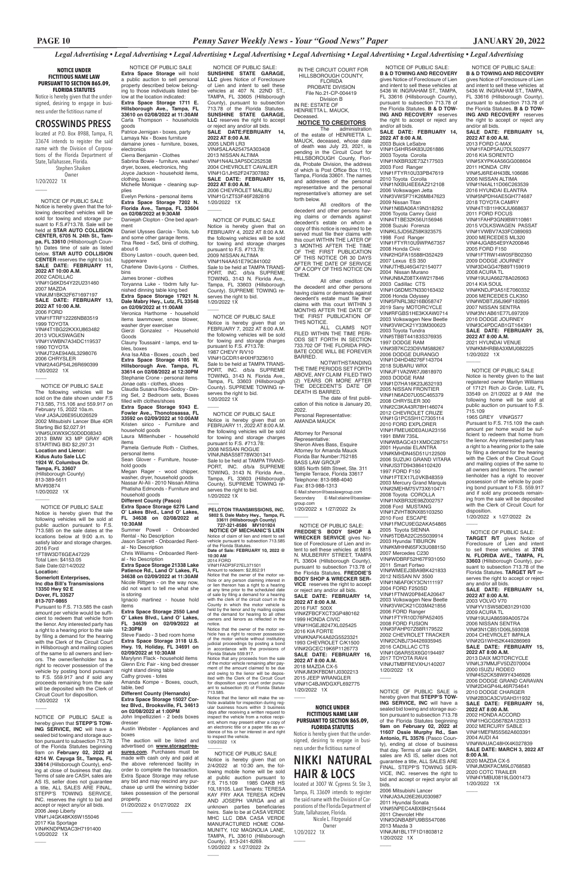*Legal Advertising • Legal Advertising • Legal Advertising • Legal Advertising • Legal Advertising • Legal Advertising • Legal Advertising • Legal Advertising*

**NOTICE UNDER FICTITIOUS NAME LAW PURSUANT TO SECTION 865.09, FLORIDA STATUTES**

Notice is hereby given that the undersigned, desiring to engage in business under the fictitious name of

## CROSSWINDS PRESS

located at P.O. Box 8988, Tampa, FL 33674 intends to register the said name with the Division of Corporations of the Florida Department of State, Tallahassee, Florida.
Stephen Shaiken
Owner
1/20/2022 1X

NOTICE OF PUBLIC SALE
Notice is hereby given that the following described vehicles will be sold for towing and storage pursuant to F.S.#713.78. Sale will be held at **STAR AUTO COLLISION CENTER, 6705 N. 24th St., Tampa, FL 33610** (Hillsborough County) Dates time of sale as listed below. **STAR AUTO COLLISION CENTER** reserves the right to bid.
**SALE DATE: FEBRUARY 11, 2022 AT 10:00 A.M.**
2002 CADILLAC
VIN#1G6KD54Y22U231460
2007 MAZDA
VIN#JM1BK32F671697197
**SALE DATE: FEBRUARY 13, 2022 AT 10:00 A.M.**
2006 FORD
VIN#1FTRF12226NB83519
1999 TOYOTA
VIN#4T1BG22KXXU863482
2013 VOLKSWAGEN
VIN#1VWBN7A34DC119537
1990 TOYOTA
VIN#JT2AE94A6L3298076
2006 CHRYSLER
VIN#2A4GP54L26R690399
1/20/2022 1X

NOTICE OF PUBLIC SALE
The following vehicles will be sold on the date shown under F.S 713.585, 715.106 and 559.917 on February 15, 2022 10a.m.
Vin# JA3AJ26E95U026529
2002 Mitsubishi Lancer Blue 4DR
Starting Bid $2,027.91
VIN#5UXWX9C50D0D08343
2013 BMW X3 MP GRAY 4DR
STARTING BID $2,297.31
**Location and Lienor:**
**Kidus Auto Sale LLC**
**1924 W. Columbus Dr.**
**Tampa, FL 33607**
(Hillsborough County)
813-389-5611
MV#93874
1/20/2022 1X

NOTICE OF PUBLIC SALE
Notice is hereby given that the following vehicles will be sold at public auction pursuant to F.S. 713.585 on the sale dates at the locations below at 9:00 a.m. to satisfy labor and storage charges.
2016 Ford
1FT8W3DT6GEA47229
Total Lien: $4153.05
Sale Date:02/14/2022
**Location:**
**Somerlott Enterprises, Inc dba Bill's Transmissions**
**13350 Hwy 92 E**
**Dover, FL 33527**
**813-707-9865**
Pursuant to F.S. 713.585 the cash amount per vehicle would be sufficient to redeem that vehicle from the lienor. Any interested party has a right to a hearing prior to the sale by filing a demand for the hearing with the Clerk of the Circuit Court in Hillsborough and mailing copies of the same to all owners and lienors. The owner/lienholder has a right to recover possession of the vehicle by posting bond pursuant to F.S. 559.917 and if sold any proceeds remaining from the sale will be deposited with the Clerk of Circuit Court for disposition.
1/20/2022 1X

NOTICE OF PUBLIC SALE is hereby given that **STEPP'S TOWING SERVICE, INC** will have a sealed bid towing and storage auction pursuant to subsection 713.78 of the Florida Statutes beginning 9am on **February 02, 2022 at 4214 W. Cayuga St., Tampa, FL 33614** (Hillsborough County), ending at close of business that day. Terms of sale are CASH, sales are AS IS, seller does not guarantee a title, ALL SALES ARE FINAL. STEPP'S TOWING SERVICE, INC. reserves the right to bid and accept or reject any/or all bids.
2006 Jeep Liberty
VIN#1J4GK48KX6W155046
2017 Kia Sportage
VIN#KNDPM3AC3H7191400
1/20/2022 1X

NOTICE OF PUBLIC SALE
**Extra Space Storage** will hold a public auction to sell personal property described below belonging to those individuals listed below at the location indicated:
**Extra Space Storage 1711 E. Hillsborough Ave., Tampa, FL 33610 on 02/08/2022 at 11:30AM**
Carla Thompson - households goods
Patrice Jernigan - boxes, party
Lamaya Nix - Boxes furniture
damaine jones - furniture, boxes, electronics
Cierra Benjamin - Clothes
Sabrina Bowie - furniture, washer/ dryer, boxes, electronics, hhg
Joyce Jackson - household items, clothing, boxes
Michelle Monique - cleaning supplies
Evelyn Perkins - personal items
**Extra Space Storage 7202 N. Florida Ave., Tampa, FL 33604 on 02/08/2022 at 9:30AM**
Daniejah Clopton - One bed apartment
Daniel Ulysses Garcia - Tools, tub and some other garage items.
Tina Reed - 5x5, bins of clothing, about 6
Ebony Laston - couch, queen bed, tupperware
Charlene Davis-Lyons - Clothes, bins
James broner - clothes
Toryanna Luke - 1bdrm fully furnished dinning table king bed
**Extra Space Storage 17921 N. Dale Mabry Hwy., Lutz, FL 33548 on 02/09/2022 at 11:00AM**
Veronica Harthorne - household items lawnmower, snow blower, washer dryer exerciser
Gierzi Gonzalez - Household Goods
Clauny Toussaint - lamps, end tables, boxes
Ana Isa Alba - Boxes , couch , bed
**Extra Space Storage 4105 W. Hillsborough Ave. Tampa, FL 33614 on 02/08/2022 at 12:30PM**
Stephanie Crone - personal items
Jonae oats - clothes, shoes
Claudia Susana Rios-Godoy - Dining Set, 2 Bedroom sets, Boxes filled with clothes/shoes
**Extra Space Storage 9343 E. Fowler Ave., Thonotosassa, FL 33592 on 02/09/2022 at 10:00AM**
Kristen sirico - Furniture and household goods
Laura Mittenhuber - household items
Pamela Gertrude Roth - Clothes, personal items
Sean Glover - Furniture, household goods
Megan Rager - wood chipper, washer, dryer, household goods
Nassar Al-Ali - 2010 Nissan Altima
Phatisha Edmonds - Furniture and household goods
**Different County (Pasco)**
**Extra Space Storage 6276 Land O' Lakes Blvd., Land O' Lakes, FL 34638 on 02/08/2022 at 10:30AM**
Summer Powell - Onboarded Rental - No Description
Jason Scarrett - Onboarded Rental - No Description
Chris Williams - Onboarded Rental - No Description
**Extra Space Storage 21338 Lake Patience Rd., Land O' Lakes, FL 34638 on 02/09/2022 at 11:30AM**
Nicole Riftgers - on the way now, did not want to tell me what she is storing
Ignacio martinez - house hold items
**Extra Space Storage 2550 Land O' Lakes Blvd., Land O' Lakes, FL 34639 on 02/09/2022 at 12:30PM**
Steve Faedo - 3 bed room home
**Extra Space Storage 3118 U.S. Hwy. 19, Holiday, FL 34691 on 02/09/2022 at 10:30AM**
Marylynn Flack - household items
Glenn Eric Fair - king bed dresser night stand dining table
Cathy groves - totes
Amanda Kompe - Boxes, couch, table, bed
**Different County (Hernando)**
**Extra Space Storage 15027 Cortez Blvd., Brooksville, FL 34613 on 02/08/2022 at 1:00PM**
John Impellizzeri - 2 beds boxes dresser
Austin Webster - Appliances and boxes
The auction will be listed and advertised on **www.storagetreasures.com**. Purchases must be made with cash only and paid at the above referenced facility in order to complete the transaction. Extra Space Storage may refuse any bid and may rescind any purchase up until the winning bidder takes possession of the personal property.
01/20/2022 x 01/27/2022 2X

NOTICE OF PUBLIC SALE:
**SUNSHINE STATE GARAGE, LLC** gives Notice of Foreclosure of Lien and intent to sell these vehicles at 407 N. 22ND ST., TAMPA, FL 33605 (Hillsborough County), pursuant to subsection 713.78 of the Florida Statutes. **SUNSHINE STATE GARAGE, LLC** reserves the right to accept or reject any and/or all bids.
**SALE DATE:FEBRUARY 14, 2022 AT 8:00 A.M.**
2005 LNDR LR3
VIN#SALAA25475A303408
2013 NISSAN ALTIMA
VIN#1N4AL3AP5DC252538
2004 CHEVROLET CAVALIER
VIN#1G1JH52F247307882
**SALE DATE: FEBRUARY 15, 2022 AT 8:00 A.M.**
2006 CHEVROLET MALIBU
VIN#1G1ZT53F46F282816
1/20/2022 1X

NOTICE OF PUBLIC SALE
Notice is hereby given that on FEBRUARY 4, 2022 AT 8:00 A.M. the following vehicles will be sold for towing and storage charges pursuant to F.S. #713.78:
2009 NISSAN ALTIMA
VIN#1N4AA51E79C841002
Sale to be held at TAMPA TRANSPORT, INC. d/b/a SUPREME TOWING, 3143 N. Florida Ave., Tampa, FL 33603 (Hillsborough County). SUPREME TOWING reserves the right to bid.
1/20/2022 1X

NOTICE OF PUBLIC SALE
Notice is hereby given that on FEBRUARY 7, 2022 AT 8:00 A.M. the following vehicles will be sold for towing and storage charges pursuant to F.S. #713.78:
1987 CHEVY R/V10
VIN#1GCDR14HXHF323610
Sale to be held at TAMPA TRANSPORT, INC. d/b/a SUPREME TOWING, 3143 N. Florida Ave., Tampa, FL 33603 (Hillsborough County). SUPREME TOWING reserves the right to bid.
1/20/2022 1X

NOTICE OF PUBLIC SALE
Notice is hereby given that on FEBRUARY 11, 2022 AT 8:00 A.M. the following vehicles will be sold for towing and storage charges pursuant to F.S. #713.78:
2008 NISSAN ROGUE
VIN#JN8AS58T78W301341
Sale to be held at TAMPA TRANSPORT, INC. d/b/a SUPREME TOWING, 3143 N. Florida Ave., Tampa, FL 33603 (Hillsborough County). SUPREME TOWING reserves the right to bid.
1/20/2022 1X

**PELOTON TRANSMISSIONS, INC.**
**5802 S. Dale Mabry Hwy., Tampa, FL 33611 (Hillsborough County)**
**727-321-8586 MV101924**
**NOTICE OF MECHANIC'S LIEN**
Notice of claim of lien and intent to sell vehicle pursuant to subsection 713.585 of the Florida Statutes.
**Date of Sale: FEBRUARY 10, 2022 @ 10:30 AM**
2014 FORD
VIN#1FADP3F27EL371501
Amount to redeem: $2,852.91
Notice that the owner of the motor vehicle or any person claiming interest in or lien thereon has a right to a hearing at any time prior to the scheduled date of sale by filing a demand for a hearing with the Clerk of the Circuit Court in the County in which the motor vehicle is held by the lienor and by mailing copies of the demand for hearing to all other owners and lienors as reflected in the notice.
Notice that the owner of the motor vehicle has a right to recover possession of the motor vehicle without instituting judicial proceedings by posting a bond in accordance with the provisions of Florida Statute 559.917.
Notice that any proceeds from the sale of the motor vehicle remaining after payment of the amount claimed to be due and owing to the lienor will be deposited with the Clerk of the Circuit Court for disposition upon court order pursuant to subsection (6) of Florida Statute 713.585.
Notice that the lienor will make the vehicle available for inspection during regular business hours within 3 business days after receiving a written request to inspect the vehicle from a notice recipient, whom may present either a copy of an electronic title or a paper title as evidence of his or her interest in and right to inspect the vehicle.
1/20/2022 1X

NOTICE OF PUBLIC SALE
Notice is hereby given that on 2/4/2022 at 10:30 am, the following mobile home will be sold at public auction pursuant to F.S. 715.109 1985 OAKB HS 10L18105. Last Tenants: TERESA KAY FRY AKA TERESA KOHN AND JOSEPH VARGA and all unknown parties beneficiaries heirs. Sale to be at CASA VERDE MHC LLC DBA CASA VERDE MANUFACTURED HOME COMMUNITY, 102 MAGNOLIA LANE, TAMPA, FL 33610 (Hillsborough County). 813-241-8269.
1/20/2022 x 1/27/2022 2x

IN THE CIRCUIT COURT FOR HILLSBOROUGH COUNTY, FLORIDA
PROBATE DIVISION
File No.21-CP-004419
Division B
IN RE: ESTATE OF HENRIETTA L. MAUCK, Deceased.
**NOTICE TO CREDITORS**
The administration of the estate of HENRIETTA L. MAUCK, deceased, whose date of death was July 23, 2021, is pending in the Circuit Court for HILLSBOROUGH County, Florida, Probate Division, the address of which is Post Office Box 1110, Tampa, Florida 33601. The names and addresses of the personal representative and the personal representative's attorney are set forth below.
All creditors of the decedent and other persons having claims or demands against decedent's estate on whom a copy of this notice is required to be served must file their claims with this court WITHIN THE LATER OF 3 MONTHS AFTER THE TIME OF THE FIRST PUBLICATION OF THIS NOTICE OR 30 DAYS AFTER THE DATE OF SERVICE OF A COPY OF THIS NOTICE ON THEM.
All other creditors of the decedent and other persons having claims or demands against decedent's estate must file their claims with this court WITHIN 3 MONTHS AFTER THE DATE OF THE FIRST PUBLICATION OF THIS NOTICE.
ALL CLAIMS NOT FILED WITHIN THE TIME PERIODS SET FORTH IN SECTION 733.702 OF THE FLORIDA PROBATE CODE WILL BE FOREVER BARRED.
NOTWITHSTANDING THE TIME PERIODS SET FORTH ABOVE, ANY CLAIM FILED TWO (2) YEARS OR MORE AFTER THE DECEDENT'S DATE OF DEATH IS BARRED.
The date of first publication of this notice is January 20, 2022.
Personal Representative:
AMANDA MAUCK
Attorney for Personal Representative:
Sheron Alves Bass, Esquire
Attorney for Amanda Mauck
Florida Bar Number:752185
BASS LAW GROUP
9385 North 56th Street, Ste. 311
Temple Terrace, Florida 33617
Telephone: 813-988-4040
Fax: 813-988-1313
E-Mail:sheron@basslawgroup.com
Secondary E-Mail:elaine@basslawgroup.com
1/20/2022 x 1/27/2022 2x

NOTICE OF PUBLIC SALE:
**FREDDIE'S BODY SHOP & WRECKER SERVICE** gives Notice of Foreclosure of Lien and intent to sell these vehicles at 8815 N. MULBERRY STREET, TAMPA FL 33604 (Hillsborough County), pursuant to subsection 713.78 of the Florida Statutes. **FREDDIE'S BODY SHOP & WRECKER SERVICE** reserves the right to accept or reject any and/or all bids.
**SALE DATE: FEBRUARY 14, 2022 AT 8:00 A.M.**
2016 FIAT 500X
VIN#ZFBCFXCT3GP480162
1999 HONDA CIVIC
VIN#1HGEJ8247XL025425
2016 KIA FORTE
VIN#KNAFK4A62G5523321
1993 CHEVROLET C/K1500
VIN#2GCEC19K6P1126773
**SALE DATE: FEBRUARY 16, 2022 AT 8:00 A.M.**
2018 MAZDA CX-5
VIN#JM3KFBDM1J0302213
2015 JEEP WRANGLER
VIN#1C4BJWDGXFL692775
1/20/2022 1X

**NOTICE UNDER FICTITIOUS NAME LAW PURSUANT TO SECTION 865.09, FLORIDA STATUTES**

Notice is hereby given that the undersigned, desiring to engage in business under the fictitious name of

## NIKKI NATURAL HAIR & LOCS

located at 3007 W. Cypress St. Ste 3, Tampa, FL 33609 intends to register the said name with the Division of Corporations of the Florida Department of State, Tallahassee, Florida.
Nicole L. Fitzgerald
Owner
1/20/2022 1X

NOTICE OF PUBLIC SALE:
**B & D TOWING AND RECOVERY** gives Notice of Foreclosure of Lien and intent to sell these vehicles at 5436 W. INGRAHAM ST., TAMPA, FL 33616 (Hillsborough County), pursuant to subsection 713.78 of the Florida Statutes. **B & D TOWING AND RECOVERY** reserves the right to accept or reject any and/or all bids.
**SALE DATE: FEBRUARY 14, 2022 AT 8:00 A.M.**
2003 Buick LeSabre
VIN#1G4HR54K83U261886
2003 Toyota Corolla
VIN#1NXBR32E73Z177503
2003 Ford Ranger
VIN#1FTYR10U33PB47619
2010 Toyota Corolla
VIN#1NXBU4EE6AZ212108
2006 Volkswagen Jetta
VIN#3VWSF71K26M847623
2009 Nissan Titan
VIN#1N6BA06A19N318292
2006 Toyota Camry Gold
VIN#4T1BE32K56U156946
2008 Suzuki Forenza
VIN#KL5JD56Z58K923575
1998 Ford Ranger
VIN#1FTYR10U9WPA67357
2008 Honda Civic
VIN#2HGFA15588H352429
2007 Lexus ES 350
VIN#JTHBJ46G472154077
2004 Nissan Murano
VIN#JN8AZ08TX4W217846
2003 Cadillac CTS
VIN#1G6DM57N330163432
2006 Honda Odyssey
VIN#5FNRL38216B058747
2019 Sany MOTORCYCLE
VIN#RFGBS1HE3KXAW0714
2003 Volkswagen New Beetle
VIN#3VWCK21Y33M300623
2003 Toyota Tundra
VIN#5TBBT44183S376935
1997 DODGE RAM
VIN#3B7KC23D9VM588267
2006 DODGE DURANGO
VIN#1D4HD48276F143704
2018 SUBARU WRX
VIN#JF1VA2W67J9818970
2003 DODGE RAM
VIN#1D7HA16K23J632193
2005 NISSAN FRONTIER
VIN#1N6AD07U05C465379
2008 CHRYSLER 300
VIN#2C3KA43R78H146074
2012 CHEVROLET CRUZE
VIN#1G1PC5SH1C7305114
2010 FORD EXPLORER
VIN#1FMEU6DE0AUA23156
1991 BMW 735IL
VIN#WBAGC431XMDC28751
2001 Hyundai ELANTRA
VIN#KMHDN45D51U122509
2006 SUZUKI GRAND VITARA
VIN#JS3TD943864102420
1997 FORD F150
VIN#1FTEX17L0VKB48359
2003 Mercury Grand Marquis
VIN#2MEHM75V73X610471
2008 Toyota COROLLA
VIN#1NXBR32E98Z002757
2008 Ford MUSTANG
VIN#1ZVHT80NX85103250
2010 Ford ESCAPE
VIN#1FMCU9EG2AKA54865
2005 Toyota SIENNA
VIN#5TDBA22C55S039914
2003 Hyundai TIBURON
VIN#KMHHN65FX3U088150
2007 Mercedes C230
VIN#WDBRF52H67F931050
2011 Smart Fortwo
VIN#WMEEJ3BA9BK421833
2012 NISSAN NV 3500
VIN#1N6AF0KY3CN111197
2004 FORD F250SD
VIN#1FTNW20P84EA20647
2003 Volkswagen New Beetle
VIN#3VWCK21C03M421856
2006 FORD Ranger
VIN#1FTYR10D76PA52405
2008 FORD FUSION
VIN#3FAHP07Z68R179522
2002 CHEVROLET TRACKER
VIN#2CNBJ734426935945
2016 CADILLAC CTS
VIN#1G6AR5SX6G0194497
2017 TOYOTA RAV4
VIN#JTMBFREVXHJ140207
1/20/2022 1X

NOTICE OF PUBLIC SALE is hereby given that **STEPP'S TOWING SERVICE, INC** will have a sealed bid towing and storage auction pursuant to subsection 713.78 of the Florida Statutes beginning **9am on February 02, 2022 at 11607 Ossie Murphy Rd., San Antonio, FL 33576** (Pasco County), ending at close of business that day. Terms of sale are CASH, sales are AS IS, seller does not guarantee a title, ALL SALES ARE FINAL. STEPP'S TOWING SERVICE, INC. reserves the right to bid and accept or reject any/or all bids.
2006 Mitsubishi Lancer
VIN#JA3AJ26E26U030987
2011 Hyundai Sonata
VIN#5NPEC4AB4BH215444
2011 Chevrolet Hhr
VIN#3GNBABFU9BS547086
2013 Mazda 3
VIN#JM1BL1TF1D1803812
1/20/2022 1X

NOTICE OF PUBLIC SALE:
**B & D TOWING AND RECOVERY** gives Notice of Foreclosure of Lien and intent to sell these vehicles at 5436 W. INGRAHAM ST., TAMPA, FL 33616 (Hillsborough County), pursuant to subsection 713.78 of the Florida Statutes. **B & D TOWING AND RECOVERY** reserves the right to accept or reject any and/or all bids.
**SALE DATE: FEBRUARY 14, 2022 AT 8:00 A.M.**
2013 FORD C-MAX
VIN#1FADP5AU7DL502977
2016 KIA SORENTO
VIN#5XYPK4A56GG008604
2011 HONDA CRV
VIN#5J6RE4H43BL106686
2006 NISSAN ALTIMA
VIN#1N4AL11D06C263539
2016 HYUNDAI ELANTRA
VIN#5NPDH4AE5GH774687
2018 TOYOTA CAMRY
VIN#4T1B11HKXJU668637
2011 FORD FOCUS
VIN#1FAHP3GN9BW110861
2015 VOLKSWAGEN PASSAT
VIN#1VWBV7A33FC089093
2000 MERCEDES ML320
VIN#4JGAB54E9YA200846
2005 FORD F150
VIN#1FTRW14W05FB02350
2009 DODGE JOURNEY
VIN#3D4GG47B89T159019
2008 ACURA TL
VIN#19UUA66278A026063
2014 KIA SOUL
VIN#KNDJP3A51E7060332
2006 MERCEDES CLK350
VIN#WDBTJ56J96F182695
2007 NISSAN SENTRA
VIN#3N1AB61E77L697209
2016 DODGE JOURNEY
VIN#3C4PDCAB1GT164391
**SALE DATE: FEBRUARY 25, 2022 AT 8:00 A.M.**
2021 HYUNDAI VENUE
VIN#KMHRB8A3XMU082225
1/20/2022 1X

NOTICE OF PUBLIC SALE
Notice is hereby given to the last registered owner Marilyn Williams of 17121 Rich Jo Circle, Lutz, FL 33549 on 2/1/2022 at 9 AM the following home will be sold at public auction on pursuant to F.S. 715.109
1965 GREY VIN#G577
Pursuant to F.S. 715.109 the cash amount per home would be sufficient to redeem that home from the lienor. Any interested party has a right to a hearing prior to the sale by filing a demand for the hearing with the Clerk of the Circuit Court and mailing copies of the same to all owners and lienors. The owner/lienholder has a right to recover possession of the vehicle by posting bond pursuant to F.S. 559.917 and if sold any proceeds remaining from the sale will be deposited with the Clerk of Circuit Court for disposition.
1/20/2022 x 1/27/2022 2x

NOTICE OF PUBLIC SALE:
**TARGET R/T** gives Notice of Foreclosure of Lien and intent to sell these vehicles at **3745 N. FLORIDA AVE., TAMPA, FL 33603** (Hillsborough County), pursuant to subsection 713.78 of the Florida Statutes. **TARGET R/T** reserves the right to accept or reject any and/or all bids.
**SALE DATE: FEBRUARY 14, 2022 AT 8:00 A.M.**
2003 VOLVO V70
VIN#YV1SW58D831291030
2009 ACURA TL
VIN#19UUA86599A005724
2006 NISSAN SENTRA
VIN#3N1CB51D06L593038
2004 CHEVROLET IMPALA
VIN#2G1WH52K449286969
**SALE DATE: FEBRUARY 15, 2022 AT 8:00 A.M.**
2013 DAIX MOTORCYCLE
VIN#L37MMJFV5DZ070004
2000 ISUZU RODEO
VIN#4S2CK58W8Y4346926
2006 DODGE GRAND CARAVAN
VIN#2D4GP44L46R754641
2010 DODGE CHARGER
VIN#2B3CA3CV0AH311932
**SALE DATE: FEBRUARY 16, 2022 AT 8:00 A.M.**
2002 HONDA ACCORD
VIN#1HGCG56782A123313
2002 MERCURY SABLE
VIN#1MEFM55S62A603391
2004 AUDI A4
VIN#WAUAC48HX4K027839
**SALE DATE: MARCH 3, 2022 AT 8:00 A.M.**
2020 MAZDA CX-5
VIN#JM3KFACM9L0768583
2020 COTC TRAILER
VIN#4YMBU0819LG001473
1/20/2022 1X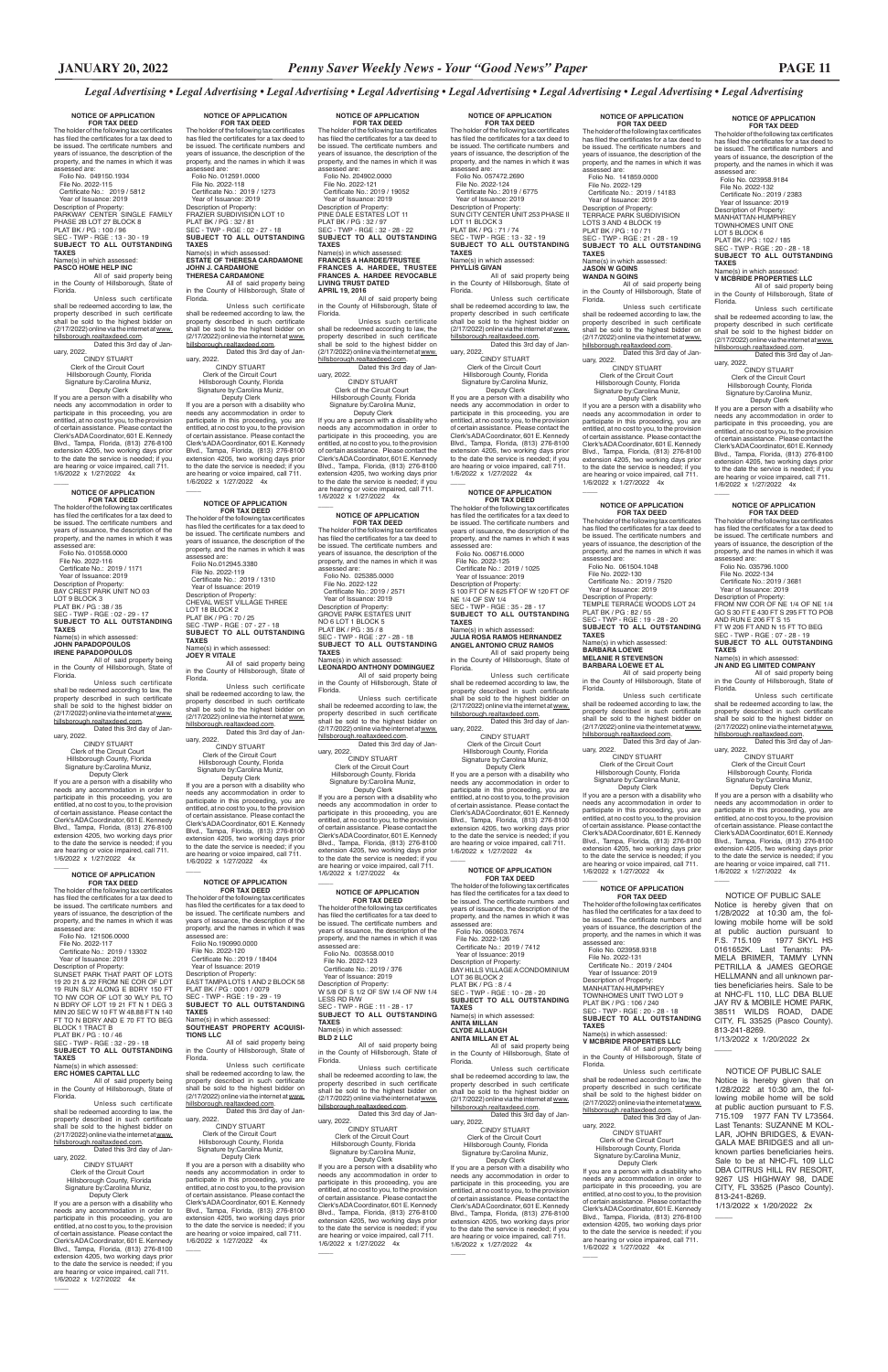*Legal Advertising • Legal Advertising • Legal Advertising • Legal Advertising • Legal Advertising • Legal Advertising • Legal Advertising • Legal Advertising*

**NOTICE OF APPLICATION FOR TAX DEED**

The holder of the following tax certificates has filed the certificates for a tax deed to be issued. The certificate numbers and years of issuance, the description of the property, and the names in which it was assessed are:

Folio No. 049150.1934
File No. 2022-115
Certificate No.: 2019 / 5812
Year of Issuance: 2019
Description of Property:
PARKWAY CENTER SINGLE FAMILY PHASE 2B LOT 27 BLOCK 8
PLAT BK / PG : 100 / 96
SEC - TWP - RGE : 13 - 30 - 19
**SUBJECT TO ALL OUTSTANDING TAXES**
Name(s) in which assessed:
**PASCO HOME HELP INC**

All of said property being in the County of Hillsborough, State of Florida.

Unless such certificate shall be redeemed according to law, the property described in such certificate shall be sold to the highest bidder on (2/17/2022) online via the internet at www.hillsborough.realtaxdeed.com.

Dated this 3rd day of January, 2022.

CINDY STUART
Clerk of the Circuit Court
Hillsborough County, Florida
Signature by:Carolina Muniz,
Deputy Clerk

If you are a person with a disability who needs any accommodation in order to participate in this proceeding, you are entitled, at no cost to you, to the provision of certain assistance. Please contact the Clerk's ADA Coordinator, 601 E. Kennedy Blvd., Tampa, Florida, (813) 276-8100 extension 4205, two working days prior to the date the service is needed; if you are hearing or voice impaired, call 711.

1/6/2022 x 1/27/2022 4x

---

**NOTICE OF APPLICATION FOR TAX DEED**

The holder of the following tax certificates has filed the certificates for a tax deed to be issued. The certificate numbers and years of issuance, the description of the property, and the names in which it was assessed are:

Folio No. 010558.0000
File No. 2022-116
Certificate No.: 2019 / 1171
Year of Issuance: 2019
Description of Property:
BAY CREST PARK UNIT NO 03 LOT 9 BLOCK 3
PLAT BK / PG : 38 / 35
SEC - TWP - RGE : 02 - 29 - 17
**SUBJECT TO ALL OUTSTANDING TAXES**
Name(s) in which assessed:
**JOHN PAPADOPOULOS**
**IRENE PAPADOPOULOS**

All of said property being in the County of Hillsborough, State of Florida.

Unless such certificate shall be redeemed according to law, the property described in such certificate shall be sold to the highest bidder on (2/17/2022) online via the internet at www.hillsborough.realtaxdeed.com.

Dated this 3rd day of January, 2022.

CINDY STUART
Clerk of the Circuit Court
Hillsborough County, Florida
Signature by:Carolina Muniz,
Deputy Clerk

If you are a person with a disability who needs any accommodation in order to participate in this proceeding, you are entitled, at no cost to you, to the provision of certain assistance. Please contact the Clerk's ADA Coordinator, 601 E. Kennedy Blvd., Tampa, Florida, (813) 276-8100 extension 4205, two working days prior to the date the service is needed; if you are hearing or voice impaired, call 711.

1/6/2022 x 1/27/2022 4x

---

**NOTICE OF APPLICATION FOR TAX DEED**

The holder of the following tax certificates has filed the certificates for a tax deed to be issued. The certificate numbers and years of issuance, the description of the property, and the names in which it was assessed are:

Folio No. 121506.0000
File No. 2022-117
Certificate No.: 2019 / 13302
Year of Issuance: 2019
Description of Property:
SUNSET PARK THAT PART OF LOTS 19 20 21 & 22 FROM NE COR OF LOT 19 RUN SLY ALONG E BDRY 150 FT TO NW COR OF LOT 30 W/Y P/L TO N BDRY OF LOT 19 21 FT N 1 DEG 3 MIN 20 SEC W 10 FT W 48.88 FT N 140 FT TO N BDRY AND E 70 FT TO BEG BLOCK 1 TRACT B
PLAT BK / PG : 10 / 46
SEC - TWP - RGE : 32 - 29 - 18
**SUBJECT TO ALL OUTSTANDING TAXES**
Name(s) in which assessed:
**ERC HOMES CAPITAL LLC**

All of said property being in the County of Hillsborough, State of Florida.

Unless such certificate shall be redeemed according to law, the property described in such certificate shall be sold to the highest bidder on (2/17/2022) online via the internet at www.hillsborough.realtaxdeed.com.

Dated this 3rd day of January, 2022.

CINDY STUART
Clerk of the Circuit Court
Hillsborough County, Florida
Signature by:Carolina Muniz,
Deputy Clerk

If you are a person with a disability who needs any accommodation in order to participate in this proceeding, you are entitled, at no cost to you, to the provision of certain assistance. Please contact the Clerk's ADA Coordinator, 601 E. Kennedy Blvd., Tampa, Florida, (813) 276-8100 extension 4205, two working days prior to the date the service is needed; if you are hearing or voice impaired, call 711.

1/6/2022 x 1/27/2022 4x

---

**NOTICE OF APPLICATION FOR TAX DEED**

The holder of the following tax certificates has filed the certificates for a tax deed to be issued. The certificate numbers and years of issuance, the description of the property, and the names in which it was assessed are:

Folio No. 012591.0000
File No. 2022-118
Certificate No.: 2019 / 1273
Year of Issuance: 2019
Description of Property:
FRAZIER SUBDIVISION LOT 10
PLAT BK / PG : 32 / 81
SEC - TWP - RGE : 02 - 27 - 18
**SUBJECT TO ALL OUTSTANDING TAXES**
Name(s) in which assessed:
**ESTATE OF THERESA CARDAMONE**
**JOHN J. CARDAMONE**
**THERESA CARDAMONE**

All of said property being in the County of Hillsborough, State of Florida.

Unless such certificate shall be redeemed according to law, the property described in such certificate shall be sold to the highest bidder on (2/17/2022) online via the internet at www.hillsborough.realtaxdeed.com.

Dated this 3rd day of January, 2022.

CINDY STUART
Clerk of the Circuit Court
Hillsborough County, Florida
Signature by:Carolina Muniz,
Deputy Clerk

If you are a person with a disability who needs any accommodation in order to participate in this proceeding, you are entitled, at no cost to you, to the provision of certain assistance. Please contact the Clerk's ADA Coordinator, 601 E. Kennedy Blvd., Tampa, Florida, (813) 276-8100 extension 4205, two working days prior to the date the service is needed; if you are hearing or voice impaired, call 711.

1/6/2022 x 1/27/2022 4x

---

**NOTICE OF APPLICATION FOR TAX DEED**

The holder of the following tax certificates has filed the certificates for a tax deed to be issued. The certificate numbers and years of issuance, the description of the property, and the names in which it was assessed are:

Folio No.012945.3380
File No. 2022-119
Certificate No.: 2019 / 1310
Year of Issuance: 2019
Description of Property:
CHEVAL WEST VILLAGE THREE LOT 18 BLOCK 2
PLAT BK / PG : 70 / 25
SEC - TWP - RGE : 07 - 27 - 18
**SUBJECT TO ALL OUTSTANDING TAXES**
Name(s) in which assessed:
**JOEY R VITALE**

All of said property being in the County of Hillsborough, State of Florida.

Unless such certificate shall be redeemed according to law, the property described in such certificate shall be sold to the highest bidder on (2/17/2022) online via the internet at www.hillsborough.realtaxdeed.com.

Dated this 3rd day of January, 2022.

CINDY STUART
Clerk of the Circuit Court
Hillsborough County, Florida
Signature by:Carolina Muniz,
Deputy Clerk

If you are a person with a disability who needs any accommodation in order to participate in this proceeding, you are entitled, at no cost to you, to the provision of certain assistance. Please contact the Clerk's ADA Coordinator, 601 E. Kennedy Blvd., Tampa, Florida, (813) 276-8100 extension 4205, two working days prior to the date the service is needed; if you are hearing or voice impaired, call 711.

1/6/2022 x 1/27/2022 4x

---

**NOTICE OF APPLICATION FOR TAX DEED**

The holder of the following tax certificates has filed the certificates for a tax deed to be issued. The certificate numbers and years of issuance, the description of the property, and the names in which it was assessed are:

Folio No.190990.0000
File No. 2022-120
Certificate No.: 2019 / 18404
Year of Issuance: 2019
Description of Property:
EAST TAMPA LOTS 1 AND 2 BLOCK 58
PLAT BK / PG : 0001 / 0079
SEC - TWP - RGE : 19 - 29 - 19
**SUBJECT TO ALL OUTSTANDING TAXES**
Name(s) in which assessed:
**SOUTHEAST PROPERTY ACQUISITIONS LLC**

All of said property being in the County of Hillsborough, State of Florida.

Unless such certificate shall be redeemed according to law, the property described in such certificate shall be sold to the highest bidder on (2/17/2022) online via the internet at www.hillsborough.realtaxdeed.com.

Dated this 3rd day of January, 2022.

CINDY STUART
Clerk of the Circuit Court
Hillsborough County, Florida
Signature by:Carolina Muniz,
Deputy Clerk

If you are a person with a disability who needs any accommodation in order to participate in this proceeding, you are entitled, at no cost to you, to the provision of certain assistance. Please contact the Clerk's ADA Coordinator, 601 E. Kennedy Blvd., Tampa, Florida, (813) 276-8100 extension 4205, two working days prior to the date the service is needed; if you are hearing or voice impaired, call 711.

1/6/2022 x 1/27/2022 4x

---

**NOTICE OF APPLICATION FOR TAX DEED**

The holder of the following tax certificates has filed the certificates for a tax deed to be issued. The certificate numbers and years of issuance, the description of the property, and the names in which it was assessed are:

Folio No. 204902.0000
File No. 2022-121
Certificate No.: 2019 / 19052
Year of Issuance: 2019
Description of Property:
PINE DALE ESTATES LOT 11
PLAT BK / PG : 32 / 97
SEC - TWP - RGE : 32 - 28 - 22
**SUBJECT TO ALL OUTSTANDING TAXES**
Name(s) in which assessed:
**FRANCES A HARDEE/TRUSTEE**
**FRANCES A. HARDEE, TRUSTEE**
**FRANCES A. HARDEE REVOCABLE LIVING TRUST DATED APRIL 19, 2016**

All of said property being in the County of Hillsborough, State of Florida.

Unless such certificate shall be redeemed according to law, the property described in such certificate shall be sold to the highest bidder on (2/17/2022) online via the internet at www.hillsborough.realtaxdeed.com.

Dated this 3rd day of January, 2022.

CINDY STUART
Clerk of the Circuit Court
Hillsborough County, Florida
Signature by:Carolina Muniz,
Deputy Clerk

If you are a person with a disability who needs any accommodation in order to participate in this proceeding, you are entitled, at no cost to you, to the provision of certain assistance. Please contact the Clerk's ADA Coordinator, 601 E. Kennedy Blvd., Tampa, Florida, (813) 276-8100 extension 4205, two working days prior to the date the service is needed; if you are hearing or voice impaired, call 711.

1/6/2022 x 1/27/2022 4x

---

**NOTICE OF APPLICATION FOR TAX DEED**

The holder of the following tax certificates has filed the certificates for a tax deed to be issued. The certificate numbers and years of issuance, the description of the property, and the names in which it was assessed are:

Folio No. 025385.0000
File No. 2022-122
Certificate No.: 2019 / 2571
Year of Issuance: 2019
Description of Property:
GROVE PARK ESTATES UNIT NO 6 LOT 1 BLOCK 5
PLAT BK / PG : 35 / 8
SEC - TWP - RGE : 27 - 28 - 18
**SUBJECT TO ALL OUTSTANDING TAXES**
Name(s) in which assessed:
**LEONARDO ANTHONY DOMINGUEZ**

All of said property being in the County of Hillsborough, State of Florida.

Unless such certificate shall be redeemed according to law, the property described in such certificate shall be sold to the highest bidder on (2/17/2022) online via the internet at www.hillsborough.realtaxdeed.com.

Dated this 3rd day of January, 2022.

CINDY STUART
Clerk of the Circuit Court
Hillsborough County, Florida
Signature by:Carolina Muniz,
Deputy Clerk

If you are a person with a disability who needs any accommodation in order to participate in this proceeding, you are entitled, at no cost to you, to the provision of certain assistance. Please contact the Clerk's ADA Coordinator, 601 E. Kennedy Blvd., Tampa, Florida, (813) 276-8100 extension 4205, two working days prior to the date the service is needed; if you are hearing or voice impaired, call 711.

1/6/2022 x 1/27/2022 4x

---

**NOTICE OF APPLICATION FOR TAX DEED**

The holder of the following tax certificates has filed the certificates for a tax deed to be issued. The certificate numbers and years of issuance, the description of the property, and the names in which it was assessed are:

Folio No. 003558.0010
File No. 2022-123
Certificate No.: 2019 / 376
Year of Issuance: 2019
Description of Property:
W 5/8 OF S 1/2 OF SW 1/4 OF NW 1/4 LESS RD R/W
SEC - TWP - RGE : 11 - 28 - 17
**SUBJECT TO ALL OUTSTANDING TAXES**
Name(s) in which assessed:
**BLD 2 LLC**

All of said property being in the County of Hillsborough, State of Florida.

Unless such certificate shall be redeemed according to law, the property described in such certificate shall be sold to the highest bidder on (2/17/2022) online via the internet at www.hillsborough.realtaxdeed.com.

Dated this 3rd day of January, 2022.

CINDY STUART
Clerk of the Circuit Court
Hillsborough County, Florida
Signature by:Carolina Muniz,
Deputy Clerk

If you are a person with a disability who needs any accommodation in order to participate in this proceeding, you are entitled, at no cost to you, to the provision of certain assistance. Please contact the Clerk's ADA Coordinator, 601 E. Kennedy Blvd., Tampa, Florida, (813) 276-8100 extension 4205, two working days prior to the date the service is needed; if you are hearing or voice impaired, call 711.

1/6/2022 x 1/27/2022 4x

---

**NOTICE OF APPLICATION FOR TAX DEED**

The holder of the following tax certificates has filed the certificates for a tax deed to be issued. The certificate numbers and years of issuance, the description of the property, and the names in which it was assessed are:

Folio No. 057472.2690
File No. 2022-124
Certificate No.: 2019 / 6775
Year of Issuance: 2019
Description of Property:
SUN CITY CENTER UNIT 253 PHASE II LOT 11 BLOCK 3
PLAT BK / PG : 71 / 74
SEC - TWP - RGE : 13 - 32 - 19
**SUBJECT TO ALL OUTSTANDING TAXES**
Name(s) in which assessed:
**PHYLLIS GIVAN**

All of said property being in the County of Hillsborough, State of Florida.

Unless such certificate shall be redeemed according to law, the property described in such certificate shall be sold to the highest bidder on (2/17/2022) online via the internet at www.hillsborough.realtaxdeed.com.

Dated this 3rd day of January, 2022.

CINDY STUART
Clerk of the Circuit Court
Hillsborough County, Florida
Signature by:Carolina Muniz,
Deputy Clerk

If you are a person with a disability who needs any accommodation in order to participate in this proceeding, you are entitled, at no cost to you, to the provision of certain assistance. Please contact the Clerk's ADA Coordinator, 601 E. Kennedy Blvd., Tampa, Florida, (813) 276-8100 extension 4205, two working days prior to the date the service is needed; if you are hearing or voice impaired, call 711.

1/6/2022 x 1/27/2022 4x

---

**NOTICE OF APPLICATION FOR TAX DEED**

The holder of the following tax certificates has filed the certificates for a tax deed to be issued. The certificate numbers and years of issuance, the description of the property, and the names in which it was assessed are:

Folio No. 006716.0000
File No. 2022-125
Certificate No.: 2019 / 1025
Year of Issuance: 2019
Description of Property:
S 100 FT OF N 625 FT OF W 120 FT OF NE 1/4 OF SW 1/4
SEC - TWP - RGE : 35 - 28 - 17
**SUBJECT TO ALL OUTSTANDING TAXES**
Name(s) in which assessed:
**JULIA ROSA RAMOS HERNANDEZ**
**ANGEL ANTONIO CRUZ RAMOS**

All of said property being in the County of Hillsborough, State of Florida.

Unless such certificate shall be redeemed according to law, the property described in such certificate shall be sold to the highest bidder on (2/17/2022) online via the internet at www.hillsborough.realtaxdeed.com.

Dated this 3rd day of January, 2022.

CINDY STUART
Clerk of the Circuit Court
Hillsborough County, Florida
Signature by:Carolina Muniz,
Deputy Clerk

If you are a person with a disability who needs any accommodation in order to participate in this proceeding, you are entitled, at no cost to you, to the provision of certain assistance. Please contact the Clerk's ADA Coordinator, 601 E. Kennedy Blvd., Tampa, Florida, (813) 276-8100 extension 4205, two working days prior to the date the service is needed; if you are hearing or voice impaired, call 711.

1/6/2022 x 1/27/2022 4x

---

**NOTICE OF APPLICATION FOR TAX DEED**

The holder of the following tax certificates has filed the certificates for a tax deed to be issued. The certificate numbers and years of issuance, the description of the property, and the names in which it was assessed are:

Folio No. 060603.7674
File No. 2022-126
Certificate No.: 2019 / 7412
Year of Issuance: 2019
Description of Property:
BAY HILLS VILLAGE A CONDOMINIUM LOT 36 BLOCK 2
PLAT BK / PG : 8 / 4
SEC - TWP - RGE : 10 - 28 - 20
**SUBJECT TO ALL OUTSTANDING TAXES**
Name(s) in which assessed:
**ANITA MILLAN**
**CLYDE ALLAUGH**
**ANITA MILLAN ET AL**

All of said property being in the County of Hillsborough, State of Florida.

Unless such certificate shall be redeemed according to law, the property described in such certificate shall be sold to the highest bidder on (2/17/2022) online via the internet at www.hillsborough.realtaxdeed.com.

Dated this 3rd day of January, 2022.

CINDY STUART
Clerk of the Circuit Court
Hillsborough County, Florida
Signature by:Carolina Muniz,
Deputy Clerk

If you are a person with a disability who needs any accommodation in order to participate in this proceeding, you are entitled, at no cost to you, to the provision of certain assistance. Please contact the Clerk's ADA Coordinator, 601 E. Kennedy Blvd., Tampa, Florida, (813) 276-8100 extension 4205, two working days prior to the date the service is needed; if you are hearing or voice impaired, call 711.

1/6/2022 x 1/27/2022 4x

---

**NOTICE OF APPLICATION FOR TAX DEED**

The holder of the following tax certificates has filed the certificates for a tax deed to be issued. The certificate numbers and years of issuance, the description of the property, and the names in which it was assessed are:

Folio No. 141859.0000
File No. 2022-129
Certificate No.: 2019 / 14183
Year of Issuance: 2019
Description of Property:
TERRACE PARK SUBDIVISION LOTS 3 AND 4 BLOCK 19
PLAT BK / PG : 10 / 71
SEC - TWP - RGE : 21 - 28 - 19
**SUBJECT TO ALL OUTSTANDING TAXES**
Name(s) in which assessed:
**JASON W GOINS**
**WANDA N GOINS**

All of said property being in the County of Hillsborough, State of Florida.

Unless such certificate shall be redeemed according to law, the property described in such certificate shall be sold to the highest bidder on (2/17/2022) online via the internet at www.hillsborough.realtaxdeed.com.

Dated this 3rd day of January, 2022.

CINDY STUART
Clerk of the Circuit Court
Hillsborough County, Florida
Signature by:Carolina Muniz,
Deputy Clerk

If you are a person with a disability who needs any accommodation in order to participate in this proceeding, you are entitled, at no cost to you, to the provision of certain assistance. Please contact the Clerk's ADA Coordinator, 601 E. Kennedy Blvd., Tampa, Florida, (813) 276-8100 extension 4205, two working days prior to the date the service is needed; if you are hearing or voice impaired, call 711.

1/6/2022 x 1/27/2022 4x

---

**NOTICE OF APPLICATION FOR TAX DEED**

The holder of the following tax certificates has filed the certificates for a tax deed to be issued. The certificate numbers and years of issuance, the description of the property, and the names in which it was assessed are:

Folio No. 061504.1048
File No. 2022-130
Certificate No.: 2019 / 7520
Year of Issuance: 2019
Description of Property:
TEMPLE TERRACE WOODS LOT 24
PLAT BK / PG : 82 / 55
SEC - TWP - RGE : 19 - 28 - 20
**SUBJECT TO ALL OUTSTANDING TAXES**
Name(s) in which assessed:
**BARBARA LOEWE**
**MELANIE R STEVENSON**
**BARBARA LOEWE ET AL**

All of said property being in the County of Hillsborough, State of Florida.

Unless such certificate shall be redeemed according to law, the property described in such certificate shall be sold to the highest bidder on (2/17/2022) online via the internet at www.hillsborough.realtaxdeed.com.

Dated this 3rd day of January, 2022.

CINDY STUART
Clerk of the Circuit Court
Hillsborough County, Florida
Signature by:Carolina Muniz,
Deputy Clerk

If you are a person with a disability who needs any accommodation in order to participate in this proceeding, you are entitled, at no cost to you, to the provision of certain assistance. Please contact the Clerk's ADA Coordinator, 601 E. Kennedy Blvd., Tampa, Florida, (813) 276-8100 extension 4205, two working days prior to the date the service is needed; if you are hearing or voice impaired, call 711.

1/6/2022 x 1/27/2022 4x

---

**NOTICE OF APPLICATION FOR TAX DEED**

The holder of the following tax certificates has filed the certificates for a tax deed to be issued. The certificate numbers and years of issuance, the description of the property, and the names in which it was assessed are:

Folio No. 023958.9318
File No. 2022-131
Certificate No.: 2019 / 2404
Year of Issuance: 2019
Description of Property:
MANHATTAN-HUMPHREY TOWNHOMES UNIT TWO LOT 9
PLAT BK / PG : 106 / 240
SEC - TWP - RGE : 20 - 28 - 18
**SUBJECT TO ALL OUTSTANDING TAXES**
Name(s) in which assessed:
**V MCBRIDE PROPERTIES LLC**

All of said property being in the County of Hillsborough, State of Florida.

Unless such certificate shall be redeemed according to law, the property described in such certificate shall be sold to the highest bidder on (2/17/2022) online via the internet at www.hillsborough.realtaxdeed.com.

Dated this 3rd day of January, 2022.

CINDY STUART
Clerk of the Circuit Court
Hillsborough County, Florida
Signature by:Carolina Muniz,
Deputy Clerk

If you are a person with a disability who needs any accommodation in order to participate in this proceeding, you are entitled, at no cost to you, to the provision of certain assistance. Please contact the Clerk's ADA Coordinator, 601 E. Kennedy Blvd., Tampa, Florida, (813) 276-8100 extension 4205, two working days prior to the date the service is needed; if you are hearing or voice impaired, call 711.

1/6/2022 x 1/27/2022 4x

---

**NOTICE OF APPLICATION FOR TAX DEED**

The holder of the following tax certificates has filed the certificates for a tax deed to be issued. The certificate numbers and years of issuance, the description of the property, and the names in which it was assessed are:

Folio No. 023958.9184
File No. 2022-132
Certificate No.: 2019 / 2383
Year of Issuance: 2019
Description of Property:
MANHATTAN-HUMPHREY TOWNHOMES UNIT ONE LOT 5 BLOCK 6
PLAT BK / PG : 102 / 185
SEC - TWP - RGE : 20 - 28 - 18
**SUBJECT TO ALL OUTSTANDING TAXES**
Name(s) in which assessed:
**V MCBRIDE PROPERTIES LLC**

All of said property being in the County of Hillsborough, State of Florida.

Unless such certificate shall be redeemed according to law, the property described in such certificate shall be sold to the highest bidder on (2/17/2022) online via the internet at www.hillsborough.realtaxdeed.com.

Dated this 3rd day of January, 2022.

CINDY STUART
Clerk of the Circuit Court
Hillsborough County, Florida
Signature by:Carolina Muniz,
Deputy Clerk

If you are a person with a disability who needs any accommodation in order to participate in this proceeding, you are entitled, at no cost to you, to the provision of certain assistance. Please contact the Clerk's ADA Coordinator, 601 E. Kennedy Blvd., Tampa, Florida, (813) 276-8100 extension 4205, two working days prior to the date the service is needed; if you are hearing or voice impaired, call 711.

1/6/2022 x 1/27/2022 4x

---

**NOTICE OF APPLICATION FOR TAX DEED**

The holder of the following tax certificates has filed the certificates for a tax deed to be issued. The certificate numbers and years of issuance, the description of the property, and the names in which it was assessed are:

Folio No. 035796.1000
File No. 2022-134
Certificate No.: 2019 / 3681
Year of Issuance: 2019
Description of Property:
FROM NW COR OF NE 1/4 OF NE 1/4 GO S 30 FT E 430 FT S 295 FT TO POB AND RUN E 206 FT S 15 FT W 206 FT AND N 15 FT TO BEG
SEC - TWP - RGE : 07 - 28 - 19
**SUBJECT TO ALL OUTSTANDING TAXES**
Name(s) in which assessed:
**JN AND EG LIMITED COMPANY**

All of said property being in the County of Hillsborough, State of Florida.

Unless such certificate shall be redeemed according to law, the property described in such certificate shall be sold to the highest bidder on (2/17/2022) online via the internet at www.hillsborough.realtaxdeed.com.

Dated this 3rd day of January, 2022.

CINDY STUART
Clerk of the Circuit Court
Hillsborough County, Florida
Signature by:Carolina Muniz,
Deputy Clerk

If you are a person with a disability who needs any accommodation in order to participate in this proceeding, you are entitled, at no cost to you, to the provision of certain assistance. Please contact the Clerk's ADA Coordinator, 601 E. Kennedy Blvd., Tampa, Florida, (813) 276-8100 extension 4205, two working days prior to the date the service is needed; if you are hearing or voice impaired, call 711.

1/6/2022 x 1/27/2022 4x

---

NOTICE OF PUBLIC SALE

Notice is hereby given that on 1/28/2022 at 10:30 am, the following mobile home will be sold at public auction pursuant to F.S. 715.109 1977 SKYL HS 0161652K. Last Tenants: PAMELA BRIMER, TAMMY LYNN PETRILLA & JAMES GEORGE HELLMANN and all unknown parties beneficiaries heirs. Sale to be at NHC-FL 110, LLC DBA BLUE JAY RV & MOBILE HOME PARK, 38511 WILDS ROAD, DADE CITY, FL 33525 (Pasco County). 813-241-8269.

1/13/2022 x 1/20/2022 2x

---

NOTICE OF PUBLIC SALE

Notice is hereby given that on 1/28/2022 at 10:30 am, the following mobile home will be sold at public auction pursuant to F.S. 715.109 1977 FAN TV L73564. Last Tenants: SUZANNE M KOLLAR, JOHN BRIDGES, & EVANGALA MAE BRIDGES and all unknown parties beneficiaries heirs. Sale to be at NHC-FL 109 LLC DBA CITRUS HILL RV RESORT, 9267 US HIGHWAY 98, DADE CITY, FL 33525 (Pasco County). 813-241-8269.

1/13/2022 x 1/20/2022 2x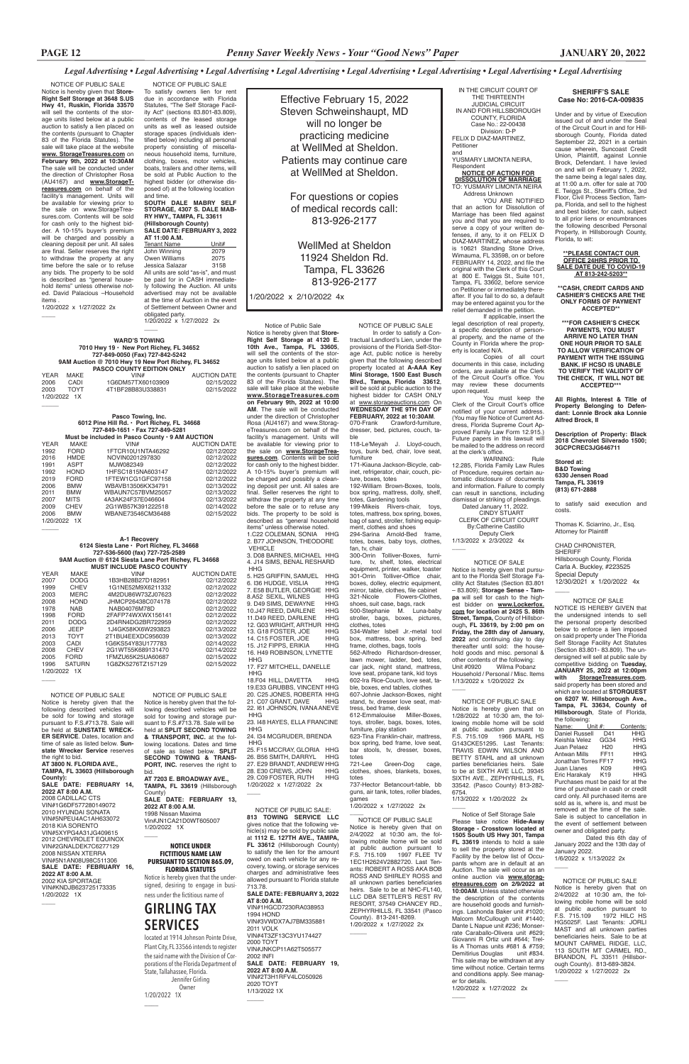*Legal Advertising • Legal Advertising • Legal Advertising • Legal Advertising • Legal Advertising • Legal Advertising • Legal Advertising • Legal Advertising*

NOTICE OF PUBLIC SALE

Notice is hereby given that **Store-Right Self Storage at 3648 S.US Hwy 41, Ruskin, Florida 33570** will sell the contents of the storage units listed below at a public auction to satisfy a lien placed on the contents (pursuant to Chapter 83 of the Florida Statutes). The sale will take place at the website **www. StorageTreasures.com** on **February 9th, 2022 at 10:30AM** The sale will be conducted under the direction of Christopher Rosa (AU4167) and **www.StorageTreasures.com** on behalf of the facility's management. Units will be available for viewing prior to the sale on www.StorageTreasures.com. Contents will be sold for cash only to the highest bidder. A 10-15% buyer's premium will be charged and possibly a cleaning deposit per unit. All sales are final. Seller reserves the right to withdraw the property at any time before the sale or to refuse any bids. The property to be sold is described as "general household items" unless otherwise noted. David Palacious –Household items .

1/20/2022 x 1/27/2022 2x

NOTICE OF PUBLIC SALE

To satisfy owners lien for rent due in accordance with Florida Statutes, "The Self Storage Facility Act" (sections 83.801-83.809), contents of the leased storage units as well as leased outside storage spaces (individuals identified below) including all personal property consisting of miscellaneous household items, furniture, clothing, boxes, motor vehicles, boats, trailers and other items, will be sold at Public Auction to the highest bidder (or otherwise disposed of) at the following location and time.

**SOUTH DALE MABRY SELF STORAGE, 4307 S. DALE MABRY HWY., TAMPA, FL 33611 (Hillsborough County)**
**SALE DATE: FEBRUARY 3, 2022 AT 11:00 A.M.**

| Tenant Name | Unit# |
|---|---|
| John Winning | 2079 |
| Owen Williams | 2075 |
| Jessica Salazar | 3158 |

All units are sold "as-is", and must be paid for in CASH immediately following the Auction. All units advertised may not be available at the time of Auction in the event of Settlement between Owner and obligated party.

1/20/2022 x 1/27/2022 2x

Effective February 15, 2022
Steven Schweinshaupt, MD
will no longer be
practicing medicine
at WellMed at Sheldon.
Patients may continue care
at WellMed at Sheldon.

For questions or copies
of medical records call:
813-926-2177

WellMed at Sheldon
11924 Sheldon Rd.
Tampa, FL 33626
813-926-2177

1/20/2022 x 2/10/2022 4x

**WARD'S TOWING**
**7010 Hwy 19 • New Port Richey, FL 34652**
**727-849-0050 (Fax) 727-842-5242**
**9AM Auction @ 7010 Hwy 19 New Port Richey, FL 34652**
**PASCO COUNTY EDITION ONLY**

| YEAR | MAKE | VIN# | AUCTION DATE |
|---|---|---|---|
| 2006 | CADI | 1G6DM57TX60103909 | 02/15/2022 |
| 2003 | TOYT | 4T1BF28B83U338831 | 02/15/2022 |

1/20/2022 1X

**Pasco Towing, Inc.**
**6012 Pine Hill Rd. • Port Richey, FL 34668**
**727-849-1651 • Fax 727-849-5281**
**Must be included in Pasco County • 9 AM AUCTION**

| YEAR | MAKE | VIN# | AUCTION DATE |
|---|---|---|---|
| 1992 | FORD | 1FTCR10U1NTA46292 | 02/12/2022 |
| 2016 | HMDE | NOVIN0201297830 | 02/12/2022 |
| 1991 | ASPT | MJW082349 | 02/12/2022 |
| 1992 | HOND | 1HFSC1815NA603147 | 02/12/2022 |
| 2019 | FORD | 1FTEW1CG1GFC97158 | 02/12/2022 |
| 2006 | BMW | WBAVB13506KX34791 | 02/13/2022 |
| 2011 | BMW | WBAUN7C57BVM25057 | 02/13/2022 |
| 2007 | MITS | 4A3AK24F37E046604 | 02/13/2022 |
| 2009 | CHEV | 2G1WB57K391222518 | 02/14/2022 |
| 2006 | BMW | WBANE73546CM36488 | 02/15/2022 |

1/20/2022 1X

**A-1 Recovery**
**6124 Siesta Lane • Port Richey, FL 34668**
**727-536-5600 (fax) 727-725-2589**
**9AM Auction @ 6124 Siesta Lane Port Richey, FL 34668**
**MUST INCLUDE PASCO COUNTY**

| YEAR | MAKE | VIN# | AUCTION DATE |
|---|---|---|---|
| 2007 | DODG | 1B3HB28B27D182951 | 02/12/2022 |
| 1999 | CHEV | 1G1NE52M9X6211332 | 02/12/2022 |
| 2003 | MERC | 4M2DU86W73ZJ07623 | 02/12/2022 |
| 2008 | HOND | JHMCP26438C074178 | 02/12/2022 |
| 1978 | NAB | NAB04076M78D | 02/12/2022 |
| 1998 | FORD | 2FAFP74WXWX156141 | 02/12/2022 |
| 2011 | DODG | 2D4RN4DG2BR722959 | 02/12/2022 |
| 2006 | JEEP | 1J4GK58KX6W293823 | 02/13/2022 |
| 2013 | TOYT | 2T1BU4EEXDC956039 | 02/13/2022 |
| 2003 | CADI | 1G6KS54Y83U177783 | 02/14/2022 |
| 2008 | CHEV | 2G1WT55K689131470 | 02/14/2022 |
| 2005 | FORD | 1FMZU65K25UA60687 | 02/15/2022 |
| 1996 | SATURN | 1G8ZK5276TZ157129 | 02/15/2022 |

1/20/2022 1X

NOTICE OF PUBLIC SALE

Notice is hereby given that the following described vehicles will be sold for towing and storage pursuant to F.S.#713.78. Sale will be held at **SUNSTATE WRECKER SERVICE**. Dates, location and time of sale as listed below. **Sunstate Wrecker Service** reserves the right to bid.

**AT 3800 N. FLORIDA AVE., TAMPA, FL 33603 (Hillsborough County):**
**SALE DATE: FEBRUARY 14, 2022 AT 8:00 A.M.**
2008 CADILLAC CTS
VIN#1G6DF577280149072
2010 HYUNDAI SONATA
VIN#5NPEU4AC1AH633072
2018 KIA SORENTO
VIN#5XYPG4A31JG409615
2012 CHEVROLET EQUINOX
VIN#2GNALDEK7C6277129
2008 NISSAN XTERRA
VIN#5N1AN08U98C511306
**SALE DATE: FEBRUARY 16, 2022 AT 8:00 A.M.**
2002 KIA SPORTAGE
VIN#KNDJB623725173335
1/20/2022 1X

NOTICE OF PUBLIC SALE

Notice is hereby given that the following described vehicles will be sold for towing and storage pursuant to F.S.#713.78. Sale will be held at **SPLIT SECOND TOWING & TRANSPORT, INC.** at the following locations. Dates and time of sale as listed below. **SPLIT SECOND TOWING & TRANSPORT, INC.** reserves the right to bid.

**AT 7203 E. BROADWAY AVE., TAMPA, FL 33619** (Hillsborough County)
**SALE DATE: FEBRUARY 13, 2022 AT 8:00 A.M.**
1998 Nissan Maxima
Vin#JN1CA21D0WT605007
1/20/2022 1X

**NOTICE UNDER FICTITIOUS NAME LAW PURSUANT TO SECTION 865.09, FLORIDA STATUTES**

Notice is hereby given that the undersigned, desiring to engage in business under the fictitious name of

# GIRLING TAX SERVICES

located at 1914 Johnson Pointe Drive, Plant City, FL 33566 intends to register the said name with the Division of Corporations of the Florida Department of State, Tallahassee, Florida.

Jennifer Girling
Owner
1/20/2022 1X

Notice of Public Sale

Notice is hereby given that **Store-Right Self Storage at 4120 E. 10th Ave., Tampa, FL 33605**, will sell the contents of the storage units listed below at a public auction to satisfy a lien placed on the contents (pursuant to Chapter 83 of the Florida Statutes). The sale will take place at the website **www.StorageTreasures.com on February 9th, 2022 at 10:00 AM**. The sale will be conducted under the direction of Christopher Rosa (AU4167) and www.StorageTreasures.com on behalf of the facility's management. Units will be available for viewing prior to the sale on **www.StorageTreasures.com**. Contents will be sold for cash only to the highest bidder. A 10-15% buyer's premium will be charged and possibly a cleaning deposit per unit. All sales are final. Seller reserves the right to withdraw the property at any time before the sale or to refuse any bids. The property to be sold is described as "general household items" unless otherwise noted.

1.C22 COLEMAN, SONIA HHG
2. B77 JOHNSON, THEODORE VEHICLE
3. D08 BARNES, MICHAEL HHG
4. J14 SIMS, BENAL RESHARD HHG
5. H25 GRIFFIN, SAMUEL HHG
6. I36 HUDGE, VISLIA HHG
7. E58 BUTLER, GEORGIE HHG
8.A52 SEXIL, WILNES HHG
9. D49 SIMS, DEWAYNE HHG
10.J47 REED, DARLENE HHG
11.D49 REED, DARLENE HHG
12. G03 WRIGHT, ARTHUR HHG
13. G18 FOSTER, JOE HHG
14. C15 FOSTER, JOE HHG
15. J12 FIPPS, ERIKIA HHG
16. H49 ROBINSON, LYNETTE HHG
17. F27 MITCHELL, DANELLE HHG
18.F04 HILL, DAVETTA HHG
19.E33 GRUBBS, VINCENT HHG
20. C25 JONES, ROBERTA HHG
21. C07 GRANT, DAVE HHG
22. I61 JOHNSON, IVANA ANEVE HHG
23. I48 HAYES, ELLA FRANCINE HHG
24. I34 MCGRUDER, BRENDA HHG
25. F15 MCCRAY, GLORIA HHG
26. B56 SMITH, DARRYL HHG
27. E29 BRANDT, ANDREW HHG
28. E30 CREWS, JOHN HHG
29. C09 FOSTER, RUTH HHG
1/20/2022 x 1/27/2022 2x

NOTICE OF PUBLIC SALE:

**813 TOWING SERVICE LLC** gives notice that the following vehicle(s) may be sold by public sale at **1112 E. 127TH AVE., TAMPA, FL 33612** (Hillsborough County) to satisfy the lien for the amount owed on each vehicle for any recovery, towing, or storage services charges and administrative fees allowed pursuant to Florida statute 713.78.

**SALE DATE: FEBRUARY 3, 2022 AT 8:00 A.M.**
VIN#1HGCD7230RA038953
1994 HOND
VIN#3VWDX7AJ7BM335881
2011 VOLK
VIN#4T3ZF13C3YU174427
2000 TOYT
VIN#JNKCP11A62T505577
2002 INFI
**SALE DATE: FEBRUARY 19, 2022 AT 8:00 A.M.**
VIN#2T3H1RFV4LC050926
2020 TOYT
1/13/2022 1X

NOTICE OF PUBLIC SALE

In order to satisfy a Contractual Landlord's Lien, under the provisions of the Florida Self-Storage Act, public notice is hereby given that the following described property located at **A-AAA Key Mini Storage, 1500 East Busch Blvd., Tampa, Florida 33612**, will be sold at public auction to the highest bidder for CASH ONLY at www.storageauctions.com On **WEDNESDAY THE 9TH DAY OF FEBRUARY, 2022 at 10:30AM**.

070-Frank Crawford-furniture, dresser, bed, pictures, couch, table
118-Le'Meyah J. Lloyd-couch, toys, bunk bed, chair, love seat, furniture
171-Kiauna Jackson-Bicycle, cabinet, refrigerator, chair, couch, picture, boxes, totes
192-William Brown-Boxes, tools, box spring, mattress, dolly, shelf, totes, Gardening tools
199-Mikeis Rivers-chair, toys, totes, mattress, box spring, boxes, bag of sand, stroller, fishing equipment, clothes and shoes
294-Sarina Arnold-Bed frame, totes, boxes, baby toys, clothes, fan, tv, chair
300-Orrin Tolliver-Boxes, furniture, tv, shelf, totes, electrical equipment, printer, walker, toaster
301-Orrin Tolliver-Office chair, boxes, dolley, electric equipment, mirror, table, clothes, file cabinet
321-Nicole Flowers-Clothes, shoes, suit case, bags, rack
500-Stephanie M. Luna-baby stroller, bags, boxes, pictures, clothes, totes
534-Walter Isbell Jr.-metal tool box, mattress, box spring, bed frame, clothes, bags, tools
562-Alfredo Richardson-dresser, lawn mower, ladder, bed, totes, car jack, night stand, mattress, love seat, propane tank, kid toys
602-Ira Rice-Couch, love seat, table, boxes, end tables, clothes
607-Johnie Jackson-Boxes, night stand, tv, dresser love seat, mattress, bed frame, desk
612-Emmalouise Miller-Boxes, toys, stroller, bags, boxes, totes, furniture, play station
623-Tina Franklin-chair, mattress, box spring, bed frame, love seat, bar stools, tv, dresser, boxes, totes
721-Lee Green-Dog cage, clothes, shoes, blankets, boxes, totes
737-Hector Betancourt-table, bb guns, air tank, totes, roller blades, games
1/20/2022 x 1/27/2022 2x

NOTICE OF PUBLIC SALE

Notice is hereby given that on 2/4/2022 at 10:30 am, the following mobile home will be sold at public auction pursuant to F.S. 715.109 1997 FLEE TV 1EC1H2624V2882720. Last Tenants: ROBERT A ROSS AKA BOB ROSS AND SHIRLEY ROSS and all unknown parties beneficiaries heirs. Sale to be at NHC-FL140, LLC DBA SETTLER'S REST RV RESORT, 37549 CHANCEY RD., ZEPHYRHILLS, FL 33541 (Pasco County). 813-241-8269.

1/20/2022 x 1/27/2022 2x

IN THE CIRCUIT COURT OF THE THIRTEENTH JUDICIAL CIRCUIT IN AND FOR HILLSBOROUGH COUNTY, FLORIDA
Case No.: 22-00438
Division: D-P
FELIX D DIAZ-MARTINEZ, Petitioner
and
YUSMARY LIMONTA NEIRA, Respondent

**NOTICE OF ACTION FOR DISSOLUTION OF MARRIAGE**

TO: YUSMARY LIMONTA NEIRA
Address Unknown

YOU ARE NOTIFIED that an action for Dissolution of Marriage has been filed against you and that you are required to serve a copy of your written defenses, if any, to it on FELIX D DIAZ-MARTINEZ, whose address is 10621 Standing Stone Drive, Wimauma, FL 33598, on or before FEBRUARY 14, 2022, and file the original with the Clerk of this Court at 800 E. Twiggs St., Suite 101, Tampa, FL 33602, before service on Petitioner or immediately thereafter. If you fail to do so, a default may be entered against you for the relief demanded in the petition.

If applicable, insert the legal description of real property, a specific description of personal property, and the name of the County in Florida where the property is located N/A.

Copies of all court documents in this case, including orders, are available at the Clerk of the Circuit Court's office. You may review these documents upon request.

You must keep the Clerk of the Circuit Court's office notified of your current address. (You may file Notice of Current Address, Florida Supreme Court Approved Family Law Form 12.915.) Future papers in this lawsuit will be mailed to the address on record at the clerk's office.

WARNING: Rule 12.285, Florida Family Law Rules of Procedure, requires certain automatic disclosure of documents and information. Failure to comply can result in sanctions, including dismissal or striking of pleadings.

Dated January 11, 2022.
CINDY STUART
CLERK OF CIRCUIT COURT
By:Catherine Castillo
Deputy Clerk
1/13/2022 x 2/3/2022 4x

NOTICE OF SALE

Notice is hereby given that pursuant to the Florida Self Storage Facility Act Statutes (Section 83.801 – 83.809); **Storage Sense - Tampa** will sell for cash to the highest bidder on **www.Lockerfox.com for location at 2425 S. 86th Street, Tampa,** County of Hillsborough, **FL 33619, by 2:00 pm on Friday, the 28th day of January, 2022** and continuing day to day thereafter until sold: the household goods and misc. personal & other contents of the following:
Unit #0920 Wilma Pobanz
Household / Personal / Misc. Items
1/13/2022 x 1/20/2022 2x

NOTICE OF PUBLIC SALE

Notice is hereby given that on 1/28/2022 at 10:30 am, the following mobile home will be sold at public auction pursuant to F.S. 715.109 1966 MARL HS G1143CKE51295. Last Tenants: TRAVIS EDWIN WILSON AND BETTY STAHL and all unknown parties beneficiaries heirs. Sale to be at SIXTH AVE LLC, 39345 SIXTH AVE., ZEPHYRHILLS, FL 33542. (Pasco County) 813-282-6754.

1/13/2022 x 1/20/2022 2x

Notice of Self Storage Sale

Please take notice **Hide-Away Storage - Crosstown located at 1505 South US Hwy 301, Tampa FL 33619** intends to hold a sale to sell the property stored at the Facility by the below list of Occupants whom are in default at an Auction. The sale will occur as an online auction via **www.storagetreasures.com on 2/9/2022 at 10:00AM**. Unless stated otherwise the description of the contents are household goods and furnishings. Lashonda Baker unit #1020; Malcom McCullough unit #1440; Dante L Napue unit #236; Monserrate Caraballo-Olivera unit #629; Giovanni R Ortiz unit #644; Trellis A Thomas units #681 & #759; Demitirius Douglas unit #834. This sale may be withdrawn at any time without notice. Certain terms and conditions apply. See manager for details.

1/20/2022 x 1/27/2022 2x

**SHERIFF'S SALE**
**Case No: 2016-CA-009835**

Under and by virtue of Execution issued out of and under the Seal of the Circuit Court in and for Hillsborough County, Florida dated September 22, 2021 in a certain cause wherein, Suncoast Credit Union, Plaintiff, against Lonnie Brock, Defendant. I have levied on and will on February 1, 2022, the same being a legal sales day, at 11:00 a.m. offer for sale at 700 E. Twiggs St., Sheriff's Office, 3rd Floor, Civil Process Section, Tampa, Florida, and sell to the highest and best bidder, for cash, subject to all prior liens or encumbrances the following described Personal Property, in Hillsborough County, Florida, to wit:

**\*\*PLEASE CONTACT OUR OFFICE 24HRS PRIOR TO SALE DATE DUE TO COVID-19 AT 813-242-5203\*\***

**\*\*CASH, CREDIT CARDS AND CASHIER'S CHECKS ARE THE ONLY FORMS OF PAYMENT ACCEPTED\*\***

**\*\*\*FOR CASHIER'S CHECK PAYMENTS, YOU MUST ARRIVE NO LATER THAN ONE HOUR PRIOR TO SALE TO ALLOW VERIFICATION OF PAYMENT WITH THE ISSUING BANK. IF HCSO IS UNABLE TO VERIFY THE VALIDITY OF THE CHECK, IT WILL NOT BE ACCEPTED\*\*\***

**All Rights, Interest & Title of Property Belonging to Defendant: Lonnie Brock aka Lonnie Alfred Brock, II**

**Description of Property: Black 2018 Chevrolet Silverado 1500; 3GCPCREC3JG646711**

**Stored at:**
**B&D Towing**
**6330 Jensen Road**
**Tampa, FL 33619**
**(813) 671-2888**

to satisfy said execution and costs.

Thomas K. Sciarrino, Jr., Esq.
Attorney for Plaintiff

CHAD CHRONISTER, SHERIFF
Hillsborough County, Florida
Carla A. Buckley, #223525
Special Deputy
12/30/2021 x 1/20/2022 4x

NOTICE OF SALE

NOTICE IS HEREBY GIVEN THAT the undersigned intends to sell the personal property described below to enforce a lien imposed on said property under The Florida Self Storage Facility Act Statutes (Section 83.801- 83.809). The undersigned will sell at public sale by competitive bidding on **Tuesday, JANUARY 25, 2022 at 12:00pm with StorageTreasures.com**, said property has been stored and which are located at **STORQUEST on 6207 W. Hillsborough Ave., Tampa, FL 33634, County of Hillsborough**, State of Florida, the following:

| Name: | Unit #: | Contents: |
|---|---|---|
| Daniel Russell | D41 | HHG |
| Keishla Velez | GG34 | HHG |
| Juan Pelaez | H20 | HHG |
| Antwan Mills | FF11 | HHG |
| Jonathan Torres | FF17 | HHG |
| Juan Llanes | K09 | HHG |
| Eric Harakaly | K19 | HHG |

Purchases must be paid for at the time of purchase in cash or credit card only. All purchased items are sold as is, where is, and must be removed at the time of the sale. Sale is subject to cancellation in the event of settlement between owner and obligated party.

Dated this 6th day of January 2022 and the 13th day of January 2022.
1/6/2022 x 1/13/2022 2x

NOTICE OF PUBLIC SALE

Notice is hereby given that on 2/4/2022 at 10:30 am, the following mobile home will be sold at public auction pursuant to F.S. 715.109 1972 HILC HS HG5025F. Last Tenants: JORLI MAST and all unknown parties beneficiaries heirs. Sale to be at MOUNT CARMEL RIDGE, LLC, 113 SOUTH MT CARMEL RD., BRANDON, FL 33511 (Hillsborough County). 813-689-3824.

1/20/2022 x 1/27/2022 2x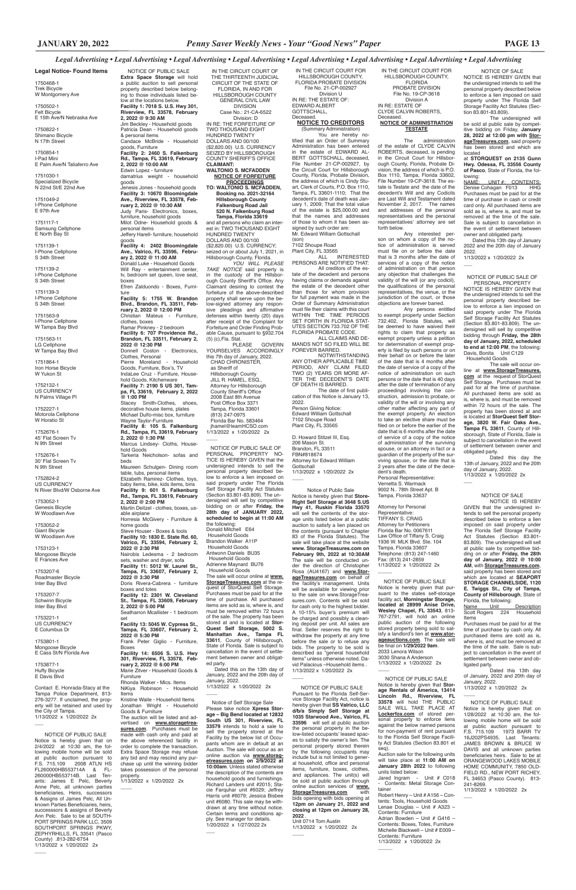*Legal Advertising • Legal Advertising • Legal Advertising • Legal Advertising • Legal Advertising • Legal Advertising • Legal Advertising • Legal Advertising*

**Legal Notice- Found Items**

1750468-1
Trek Bicycle
W Montgomery Ave

1750502-1
Felt Bicycle
E 15th Ave/N Nebraska Ave

1750822-1
Shimano Bicycle
N 17th Street

1750854-1
I-Pad Mini
E Palm Ave/N Taliaferro Ave

1751030-1
Specialized Bicycle
N 22nd St/E 22nd Ave

1751049-2
I-Phone Cellphone
E 97th Ave

1751117-1
Samsung Cellphone
E North Bay St

1751139-1
I-Phone Cellphone
S 34th Street

1751139-2
I-Phone Cellphone
S 34th Street

1751139-3
I-Phone Cellphone
S 34th Street

1751563-9
I-Phone Cellphone
W Tampa Bay Blvd

1751563-11
LG Cellphone
W Tampa Bay Blvd

1751864-1
Iron Horse Bicycle
W Yukon St

1752132-1
US CURRENCY
N Palms Village Pl

1752227-1
Motorola Cellphone
W Horatio St

1752676-1
45' Flat Screen Tv
N 9th Street

1752676-1
30' Flat Screen Tv
N 9th Street

1752824-2
US CURRENCY
N River Blvd/W Osborne Ave

1753052-1
Genesis Bicycle
W Woodlawn Ave

1753052-2
Giant Bicycle
W Woodlawn Ave

1753123-1
Mongoose Bicycle
E Frances Ave

1753207-6
Roadmaster Bicycle
Inter Bay Blvd

1753207-7
Schwinn Bicycle
Inter Bay Blvd

1753221-1
US CURRENCY
E Columbus Dr

1753801-1
Mongoose Bicycle
E Cass St/N Florida Ave

1753877-1
Huffy Bicycle
E Davis Blvd

Contact E. Honrada-Stacy at the Tampa Police Department, 813-276-3377. If unclaimed, the property will be retained and used by the City of Tampa.
1/13/2022 x 1/20/2022 2x

---

NOTICE OF PUBLIC SALE

Notice is hereby given that on 2/4/2022 at 10:30 am the following mobile home will be sold at public auction pursuant to F.S. 715.109 2008 ATLN HS FL260000HB553714A & FL-260000HB553714B. Last Tenants: James E Pelc, Beverly Anne Pelc, all unknown parties beneficiaries, Heirs, successors & Assigns of James Pelc, All Unknown Parties Beneficiaries, heirs, successsors & assigns of Beverly Ann Pelc. Sale to be at SOUTH-PORT SPRINGS PARK LLC, 3509 SOUTHPORT SPRINGS PKWY, ZEPHYRHILLS, FL 33541 (Pasco County) .813-282-6754
1/13/2022 x 1/20/2022 2x

---

NOTICE OF PUBLIC SALE

**Extra Space Storage** will hold a public auction to sell personal property described below belonging to those individuals listed below at the locations below.

**Facility 1: 7018 S. U.S. Hwy 301, Riverview, FL 33578, February 2, 2022 @ 9:30 AM**
Jim Beckley - Household goods
Patricia Dean - Household goods & personal items
Candace McBride - Household goods, Furniture

**Facility 2: 2460 S. Falkenburg Rd., Tampa, FL 33619, February 2, 2022 @ 10:00 AM**
Edwin Lopez - furniture
damatrius weight - household goods
Jenesis Jones - household goods

**Facility 3: 10670 Bloomingdale Ave., Riverview, FL 33578, February 2, 2022 @ 10:30 AM**
Judy Paris- Electronics, boxes, furniture, household goods
Milot Odne- Household goods & personal items
Jeffery Harell- furniture, household goods

**Facility 4: 2402 Bloomingdale Ave., Valrico, FL 33596, February 2, 2022 @ 11:00 AM**
Donald Luke - Household Goods
Will Ray - entertainment center, tv, bedroom set queen, love seat, boxes
Efren Zalduondo - Boxes, Furniture

**Facility 5: 1755 W. Brandon Blvd., Brandon, FL 33511, February 2, 2022 @ 12:00 PM**
Christian Mateus - Furniture, clothes, boxes
Ramar Pinkney - 2 bedroom

**Facility 6: 707 Providence Rd., Brandon, FL 33511, February 2, 2022 @ 12:30 PM**
Donnell Coston - Electronics, Clothes, Personal
Pierre Moreland - Household Goods, Furniture, Box's, TV
IndaLee Cruz - Furniture, Household Goods, Kitchenware

**Facility 7: 2190 S US 301, Tampa, FL 33619, February 2, 2022 @ 1:00 PM**
Stacey Smith-Clothes, shoes, decorative house items, plates
Michael Dulfo-misc box, furniture
Wayne Taylor-Furniture

**Facility 8: 105 S. Falkenburg Rd., Tampa, FL 33619, February 2, 2022 @ 1:30 PM**
Marcus Lindsey- Cloths, Household Goods
Tarkeria Neicholson- sofas and beds
Maureen Schulgen- Dining room table, tubs, personal items
Elizabeth Ramirez- Clothes, toys, baby items, bike, kids items, bins

**Facility 9: 601 S. Falkenburg Rd., Tampa, FL 33619, February 2, 2022 @ 2:00 PM**
Martin Deitzel - clothes, boxes, usable airplane
Horresia McGivery - Furniture & home goods
Steve Houser - Boxes & tools

**Facility 10: 1830 E. State Rd. 60, Valrico, FL 33594, February 2, 2022 @ 2:30 PM**
Nairobis Ledesma - 2 bedroom sets, washer and dryer, sofa

**Facility 11: 5012 W. Laurel St., Tampa, FL 33607, February 2, 2022 @ 3:30 PM**
Doris Rivera-Cabrera - furniture boxes and totes

**Facility 12: 2301 W. Cleveland St., Tampa, FL 33609, February 2, 2022 @ 5:00 PM**
Seatharron Mcallister - 1 bedroom set

**Facility 13: 5045 W. Cypress St., Tampa, FL 33607, February 2, 2022 @ 5:30 PM**
Frank Peter Giglio - Furniture, Boxes

**Facility 14: 6506 S. U.S. Hwy 301, Riverview, FL 33578, February 2, 2022 @ 6:00 PM**
Marie Zifver - Household Goods & Furniture
Rhonda Walker - Mics. Items
NiKiya Robinson - Household Items
Kristine Waite - Household Items
Jonathan Wright - Household Goods & Furniture

The auction will be listed and advertised on **www.storagetreasures.com**. Purchases must be made with cash only and paid at the above referenced facility in order to complete the transaction. Extra Space Storage may refuse any bid and may rescind any purchase up until the winning bidder takes possession of the personal property.
1/13/2022 x 1/20/2022 2x

---

IN THE CIRCUIT COURT OF THE THIRTEENTH JUDICIAL CIRCUIT OF THE STATE OF FLORIDA, IN AND FOR HILLSBOROUGH COUNTY GENERAL CIVIL LAW DIVISION
Case No.: 21-CA-6522
Division: D

IN RE: THE FORFEITURE OF TWO THOUSAND EIGHT HUNDRED TWENTY DOLLARS AND 00/100 ($2,820.00) U.S. CURRENCY SEIZED BY HILLSBOROUGH COUNTY SHERIFF'S OFFICE

**CLAIMANT: WALTONIO S. MCFADDEN**

**NOTICE OF FORFEITURE PROCEEDINGS**

**TO: WALTONIO S. MCFADDEN, Booking no. 2021-32164 Hillsborough County Falkenburg Road Jail 520 N. Falkenburg Road Tampa, Florida 33619**

and all persons who claim an interest in: TWO THOUSAND EIGHT HUNDRED TWENTY DOLLARS AND 00/100 ($2,820.00) U.S. CURRENCY; seized on or about July 1, 2021, in Hillsborough County, Florida.

*YOU WILL PLEASE TAKE NOTICE* said property is in the custody of the Hillsborough County Sheriff's Office. Any Claimant desiring to contest the forfeiture of the above-described property shall serve upon the below-signed attorney any responsive pleadings and affirmative defenses within twenty (20) days after receipt of the Complaint for Forfeiture and Order Finding Probable Cause, pursuant to §932.704 (5) (c),Fla. Stat.

PLEASE GOVERN YOURSELVES ACCORDINGLY this 7th day of January, 2022.

CHAD CHRONISTER,
as Sheriff of
Hillsborough County
JILL R. HAMEL, ESQ.,
Attorney for Hillsborough
County Sheriff's Office
2008 East 8th Avenue
Post Office Box 3371
Tampa, Florida 33601
(813) 247-0975
Florida Bar No. 583464
jhamel@teamHCSO.com
1/13/2022 x 1/20/2022 2x

---

NOTICE OF PUBLIC SALE OF PERSONAL PROPERTY

NOTICE IS HEREBY GIVEN that the undersigned intends to sell the personal property described below to enforce a lien imposed on said property under The Florida Self Storage Facility Act Statutes (Section 83.801-83.809). The undersigned will sell by competitive bidding on or after **Friday, the 28th day of JANUARY 2022, scheduled to begin at 11:00 AM** the following:

Donald Mitchell E64
Household Goods
Brandon Walker A11P
Household Goods
Antwonn Daniels BU35
Household Goods
Adrienne Maynard BU76
Household Goods

The sale will occur online at **www.StorageTreasures.com** at the request of StorQuest Self Storage. Purchases must be paid for at the time of purchase. All purchased items are sold as is, where is, and must be removed within 72 hours of the sale. The property has been stored at and is located at **StorQuest Self Storage, 5002 S. Manhattan Ave., Tampa FL 33611**, County of Hillsborough, State of Florida, Sale is subject to cancellation in the event of settlement between owner and obligated party.

Dated this on the 13th day of January, 2022 and the 20th day of January, 2022.
1/13/2022 x 1/20/2022 2x

---

Notice of Self Storage Sale

Please take notice **Xpress Storage – Big Bend located at 12832 South US 301, Riverview, FL 33579** intends to hold a sale to sell the property stored at the Facility by the below list of Occupants whom are in default at an Auction. The sale will occur as an online auction via **www.storagetreasures.com on 2/9/2022 at 10:00am**. Unless stated otherwise the description of the contents are household goods and furnishings. Richard Landers unit #2015; Stacie Farquhar unit #6029; Jeffrey Harris unit #6079; Jessica Bisbee unit #6080. This sale may be withdrawn at any time without notice. Certain terms and conditions apply. See manager for details.
1/20/2022 x 1/27/2022 2x

---

IN THE CIRCUIT COURT FOR HILLSBOROUGH COUNTY, FLORIDA PROBATE DIVISION
File No. 21-CP-002927
Division U

IN RE: THE ESTATE OF: EDWARD ALBERT GOTTSCHALL, Deceased.

**NOTICE TO CREDITORS**
(Summary Administration)

You are hereby notified that an Order of Summary Administration has been entered in the estate of EDWARD ALBERT GOTTSCHALL, deceased, File Number 21-CP-002927, by the Circuit Court for Hillsborough County, Florida, Probate Division, the address of which is Cindy Stuart, Clerk of Courts, P.O. Box 1110, Tampa, FL 33601-1110; That the decedent's date of death was January 1, 2009; That the total value of the estate is $25,000.00 and that the names and addresses of those to whom it has been assigned by such order are:

Mr. Edward William Gottschall (son)
7102 Shoupe Road
Plant City, FL 33565

ALL INTERESTED PERSONS ARE NOTIFIED THAT:

All creditors of the estate of the decedent and persons having claims or demands against the estate of the decedent other than those for whom provision for full payment was made in the Order of Summary Administration must file their claims with this court WITHIN THE TIME PERIODS SET FORTH IN FLORIDA STATUTES SECTION 733.702 OF THE FLORIDA PROBATE CODE.

ALL CLAIMS AND DEMANDS NOT SO FILED WILL BE FOREVER BARRED.

NOTWITHSTANDING ANY OTHER APPLICABLE TIME PERIOD, ANY CLAIM FILED TWO (2) YEARS OR MORE AFTER THE DECEDENT'S DATE OF DEATH IS BARRED.

The date of first publication of this Notice is January 13, 2022.

Person Giving Notice:
Edward William Gottschall
7102 Shoupe Road
Plant City, FL 33565

D. Howard Stitzel III, Esq.
206 Mason St.
Brandon, FL 33511
FBN#818674
Attorney for Edward William Gottschall
1/13/2022 x 1/20/2022 2x

---

Notice of Public Sale

Notice is hereby given that **Store-Right Self Storage at 3648 S.US Hwy 41, Ruskin Florida 33570** will sell the contents of the storage units listed below at a public auction to satisfy a lien placed on the contents (pursuant to Chapter 83 of the Florida Statutes). The sale will take place at the website **www. StorageTreasures.com on February 9th, 2022 at 10:30AM** The sale will be conducted under the direction of Christopher Rosa (AU4167) and **www.StorageTreasures.com** on behalf of the facility's management. Units will be available for viewing prior to the sale on www.StorageTreasures.com. Contents will be sold for cash only to the highest bidder. A 10-15% buyer's premium will be charged and possibly a cleaning deposit per unit. All sales are final. Seller reserves the right to withdraw the property at any time before the sale or to refuse any bids. The property to be sold is described as "general household items" unless otherwise noted. David Palacious –Household items .
1/13/2022 x 1/20/2022 2x

---

NOTICE OF PUBLIC SALE

Pursuant to the Florida Self-Service Storage Facility Act, notice is hereby given that **SS Valrico, LLC d/b/a Simply Self Storage at 1035 Starwood Ave., Valrico, FL 33596** will sell at public auction the personal property in the below-listed occupants' leased spaces to satisfy the owner's lien. The personal property stored therein by the following occupants may include but is not limited to general household, office and personal items, furniture, boxes, clothes, and appliances. The unit(s) will be sold at public auction through online auction services of **www.StorageTreasures.com** with bids opening with bids opening at **12pm on January 21, 2022 and closing at 12pm on January 28, 2022**.
Unit 0714 Tom Austin
1/13/2022 x 1/20/2022 2x

---

IN THE CIRCUIT COURT FOR HILLSBOROUGH COUNTY, FLORIDA PROBATE DIVISION
File No. 19-CP-3618
Division A

IN RE: ESTATE OF CLYDE CALVIN ROBERTS, Deceased.

**NOTICE OF ADMINISTRATION TESTATE**

The administration of the estate of CLYDE CALVIN ROBERTS, deceased, is pending in the Circuit Court for Hillsborough County, Florida, Probate Division, the address of which is P.O. Box 1110, Tampa, Florida 33602, File Number 19-CP-3618. The estate is Testate and the date of the decedent's Will and any Codicils are Last Will and Testament dated November 2, 2017. The names and addresses of the personal representatives and the personal representatives' attorney are set forth below.

Any interested person on whom a copy of the notice of administration is served must file on or before the date that is 3 months after the date of services of a copy of the notice of administration on that person any objection that challenges the validity of the will (or any codicil), the qualifications of the personal representatives, the venue, or the jurisdiction of the court, or those objections are forever barred.

Any persons entitled to exempt property under Section 732.402, Florida Statutes, will be deemed to have waived their rights to claim that property as exempt property unless a petition for determination of exempt property is filed by such persons or on their behalf on or before the later of the date that is 4 months after the date of service of a copy of the notice of administration on such persons or the date that is 40 days after the date of termination of any proceedingd involving the construction, admission to probate, or validity of the will or involving any other matter affecting any part of the exempt property. An election to take an elective share must be filed on or before the earlier of the date that is 6 months after the date of service of a copy of the notice of administration of the surviving spouse, or an attorney in fact or a guardian of the property of the surviving spouse, or the date that is 2 years after the date of the decedent's death.

Personal Representative:
Vernetta S. Warmack
9002 N.. 78th Street Apt. B
Tampa, Florida 33637

Attorney for Personal Representative:
TIFFANY S. CRAIG
Attorney for Petitioners
Florida Bar No. 0067611
Law Office of Tiffany S. Craig
1936 W. MLK Blvd. Ste. 104
Tampa, Florida 33607
Telephone: (813) 247-1460
Fax: (813) 241-2859
1/13/2022 x 1/20/2022 2x

---

NOTICE OF PUBLIC SALE

Notice is hereby given that pursuant to the states self-storage facility act, **Morningstar Storage, located at 28999 Anise Drive, Wesley Chapel, FL 33543**, 813-767-2791, will hold an online public auction of the following stored property being sold to satisfy a landlord's lien at **www.storageauctions.com**. The sale will be final on **1/29/2022 9am**.
2033 Lenora Wilson
3030 Shana A Anderson
1/13/2022 x 1/20/2022 2x

---

NOTICE OF PUBLIC SALE

Notice is hereby given that **Storage Rentals of America, 13414 Lincoln Rd., Riverview, FL 33578** will hold THE PUBLIC SALE WILL TAKE PLACE AT **Lockerfox.com** of stored personal property to enforce liens against the below named persons for non-payment of rent pursuant to the Florida Self Storage Facility Act Statutes (Section 83.801 et seq).

Auction sale for the following units will take place at **11:00 AM on January 28th 2022** to following units listed below:
Jared Ingram - Unit # C018 - Contents: Metal Storage Container
Robert Henry – Unit # A156 – Contents: Tools, Household Goods
Lenae Douglas – Unit # A323 – Contents: Furniture
Adrian Bowden – Unit # G416 – Contents: Boxes, Totes, Furniture
Michelle Blackwell – Unit # E009 – Contents: Furniture
1/13/2022 x 1/20/2022 2x

---

NOTICE OF SALE

NOTICE IS HEREBY GIVEN THAT the undersigned intends to sell the personal property described below to enforce a lien imposed on said property under The Florida Self Storage Facility Act Statutes (Section 83.801-83.809).

The undersigned will be sold at public sale by competitive bidding on Friday, **January 28, 2022 at 12:00 pm with StorageTreasures.com**, said property has been stored and which are located at **STORQUEST on 2135 Gunn Hwy. Odessa, FL 33556 County of Pasco**, State of Florida, the following:

NAME: UNIT#: CONTENTS:
Denise Cohagan F013 HHG

Purchases must be paid for at the time of purchase in cash or credit card only. All purchased items are sold as is, where is, and must be removed at the time of the sale. Sale is subject to cancellation in the event of settlement between owner and obligated party.

Dated this 13th day of January 2022 and the 20th day of January 2022.
1/13/2022 x 1/20/2022 2x

---

NOTICE OF PUBLIC SALE OF PERSONAL PROPERTY

NOTICE IS HEREBY GIVEN that the undersigned intends to sell the personal property described below to enforce a lien imposed on said property under The Florida Self Storage Facility Act Statutes (Section 83.801-83.809). The undersigned will sell by competitive bidding through **Friday, the 28th day of January, 2022, scheduled to end at 12:00 PM**, the following:

Davis, Bonita Unit C129
Household Goods

The sale will occur online at **www.StorageTreasures.com** at the request of StorQuest Self Storage. Purchases must be paid for at the time of purchase. All purchased items are sold as is, where is, and must be removed within 72 hours of the sale. The property has been stored at and is located at **StorQuest Self Storage, 3820 W. Fair Oaks Ave., Tampa FL 33611**, County of Hillsborough, State of Florida, Sale is subject to cancellation in the event of settlement between owner and obligated party.

Dated this day the 13th of January, 2022 and the 20th day of January, 2022.
1/13/2022 x 1/20/2022 2x

---

NOTICE OF SALE

NOTICE IS HEREBY GIVEN that the undersigned intends to sell the personal property described below to enforce a lien imposed on said property under The Florida Self Storage Facility Act Statutes (Section 83801-83.809). The undersigned will sell at public sale by competitive bidding on or after **Friday, the 28th day of January, 2022 @ 10:00 AM**, with **StorageTreasures.com**, said property has been stored and which are located at **SEAPORT STORAGE CHANNELSIDE, 1120 E. Twiggs St., City of Tampa, County of Hillsborough**, State of Florida, the following:

| Name | Unit | Description |
|---|---|---|
| Scott Rogers | 224 | Household Items |

Purchases must be paid for at the time of purchase by cash only. All purchased items are sold as is, where is, and must be removed at the time of the sale. Sale is subject to cancellation in the event of settlement between owner and obligated party.

Dated this 13th day of January, 2022 and 20th day of January, 2022.
1/13/2022 x 1/20/2022 2x

---

NOTICE OF PUBLIC SALE

Notice is hereby given that on 1/28/2022 at 10:30 am, the following mobile home will be sold at public auction pursuant to F.S. 715.109 1973 BARR TV 16J202PS4935. Last Tenants: JAMES BROWN & BRUCE W DAVIS and all unknown parties beneficiaries heirs. Sale to be at ORANGEWOOD LAKES MOBILE HOME COMMUNITY, 7850 OLDFIELD RD., NEW PORT RICHEY, FL 34653 (Pasco County). 813-241-8269.
1/13/2022 x 1/20/2022 2x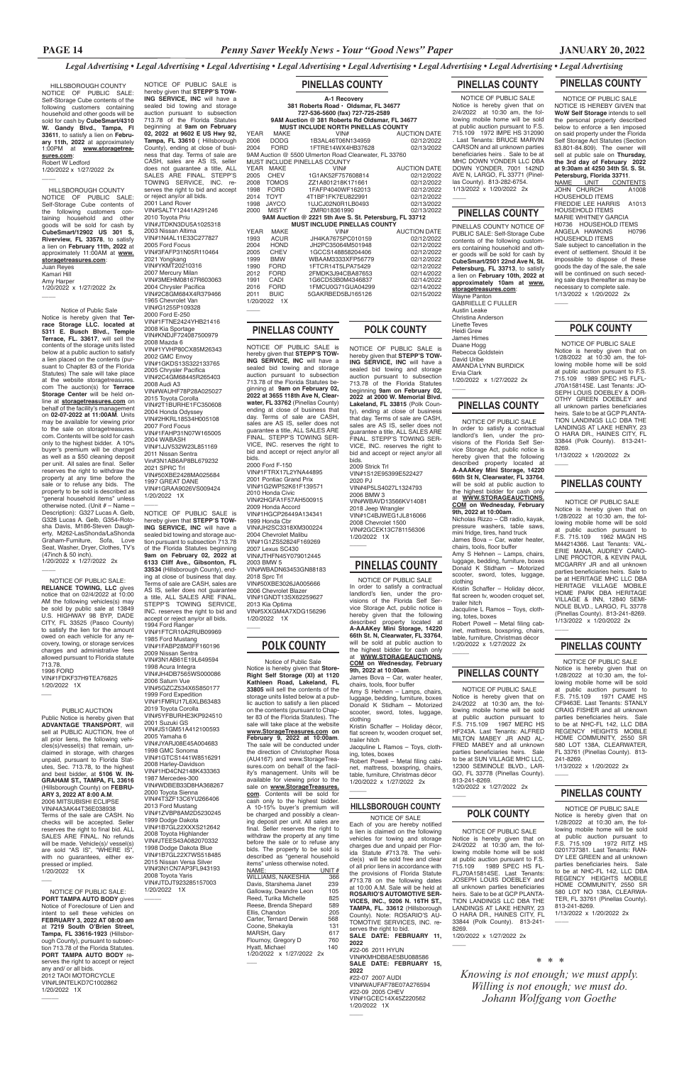*Legal Advertising • Legal Advertising • Legal Advertising • Legal Advertising • Legal Advertising • Legal Advertising • Legal Advertising • Legal Advertising*

HILLSBOROUGH COUNTY NOTICE OF PUBLIC SALE: Self-Storage Cube contents of the following customers containing household and other goods will be sold for cash by **CubeSmart/4310 W. Gandy Blvd., Tampa, Fl 33611**, to satisfy a lien on **February 11th, 2022** at approximately 1:00PM at **www.storagetreasures.com**:
Robert W Ledford
1/20/2022 x 1/27/2022 2x

HILLSBOROUGH COUNTY NOTICE OF PUBLIC SALE: Self-Storage Cube contents of the following customers containing household and other goods will be sold for cash by **CubeSmart/12902 US 301 S, Riverview, FL 33578**, to satisfy a lien on **February 11th, 2022** at approximately 11:00AM at **www.storagetreasures.com**:
Juan Reyes
Kamari Hill
Amy Harper
1/20/2022 x 1/27/2022 2x

Notice of Public Sale
Notice is hereby given that **Terrace Storage LLC. located at 5311 E. Busch Blvd., Temple Terrace, FL. 33617**, will sell the contents of the storage units listed below at a public auction to satisfy a lien placed on the contents (pursuant to Chapter 83 of the Florida Statutes) The sale will take place at the website storagetreasures.com. The auction(s) for **Terrace Storage Center** will be held online at **storagetreasures.com** on behalf of the facility's management on **02-07-2022 at 11:00AM**. Units may be available for viewing prior to the sale on storagetreasures.com. Contents will be sold for cash only to the highest bidder. A 10% buyer's premium will be charged as well as a $50 cleaning deposit per unit. All sales are final. Seller reserves the right to withdraw the property at any time before the sale or to refuse any bids. The property to be sold is described as "general household items" unless otherwise noted. (Unit # – Name – Description): G327 Lucas A. Gelb, G328 Lucas A. Gelb, G354-Rotosha Davis, M186-Steven Daugherty, M262-LasShonda/LaShonda Graham-Furniture, Sofa, Love Seat, Washer, Dryer, Clothes, TV's (47inch & 50 inch).
1/20/2022 x 1/27/2022 2x

NOTICE OF PUBLIC SALE: **RELIANCE TOWING, LLC** gives notice that on 02/4/2022 at 10:00 AM the following vehicles(s) may be sold by public sale at 13849 U.S. HIGHWAY 98 BYP, DADE CITY, FL 33525 (Pasco County) to satisfy the lien for the amount owed on each vehicle for any recovery, towing, or storage services charges and administrative fees allowed pursuant to Florida statute 713.78.
1996 FORD
VIN#1FDKF37H9TEA76825
1/20/2022 1X

PUBLIC AUCTION
Public Notice is hereby given that **ADVANTAGE TRANSPORT**, will sell at PUBLIC AUCTION, free of all prior liens, the following vehicles(s)/vessel(s) that remain, unclaimed in storage, with charges unpaid, pursuant to Florida Statutes, Sec. 713.78, to the highest and best bidder, at **5106 W. INGRAHAM ST., TAMPA, FL 33616** (Hillsborough County) on **FEBRUARY 3, 2022 AT 8:00 A.M**.
2006 MITSUBISHI ECLIPSE
VIN#4A3AK44T36E038938
Terms of the sale are CASH. No checks will be accepted. Seller reserves the right to final bid. ALL SALES ARE FINAL. No refunds will be made. Vehicle(s)/ vessel(s) are sold "AS IS", "WHERE IS", with no guarantees, either expressed or implied.
1/20/2022 1X

NOTICE OF PUBLIC SALE: **PORT TAMPA AUTO BODY** gives Notice of Foreclosure of Lien and intent to sell these vehicles on **FEBRUARY 3, 2022 AT 08:00 am** at **7219 South O'Brien Street, Tampa, FL 33616-1923** (Hillsborough County), pursuant to subsection 713.78 of the Florida Statutes. **PORT TAMPA AUTO BODY** reserves the right to accept or reject any and/ or all bids.
2012 TAOI MOTORCYCLE
VIN#L9NTELKD7C1002862
1/20/2022 1X

NOTICE OF PUBLIC SALE is hereby given that **STEPP'S TOWING SERVICE, INC** will have a sealed bid towing and storage auction pursuant to subsection 713.78 of the Florida Statutes beginning at **9am on February 02, 2022 at 9602 E Us Hwy 92, Tampa, FL 33610** ( Hillsborough County), ending at close of business that day. Terms of sale are CASH, sales are AS IS, seller does not guarantee a title, ALL SALES ARE FINAL. STEPP'S TOWING SERVICE, INC. reserves the right to bid and accept or reject any/or all bids.
2001 Land Rover
VIN#SALTY12441A291246
2010 Toyota Priu
VIN#JTDKN3DU5A1025318
2003 Nissan Altima
VIN#1N4AL11E33C277827
2005 Ford Focus
VIN#3FAFP31N05R110464
2021 Yongkang
VIN#YKMT20210316
2007 Mercury Milan
VIN#3MEHM08167R603063
2004 Chrysler Pacifica
VIN#2C8GM684X4R379466
1965 Chevrolet Van
VIN#G1255P109328
2000 Ford E-250
VIN#1FTNE2424YHB21416
2008 Kia Sportage
VIN#KNDJF724087500979
2008 Mazda 6
VIN#1YVHP80CX85M26343
2002 GMC Envoy
VIN#1GKDS13S322133765
2005 Chrysler Pacifica
VIN#2C4GM68445R265403
2008 Audi A3
VIN#WAUHF78P28A025027
2015 Toyota Corolla
VIN#2T1BURHE1FC350608
2004 Honda Odyssey
VIN#2HKRL18534H005108
2007 Ford Focus
VIN#1FAHP31N07W165005
2004 WABASH
VIN#1JJV532W23L851169
2011 Nissan Sentra
VIN#3N1AB6AP8BL679232
2021 SPRC Trl
VIN#50XBE2428MA025684
1997 GREAT DANE
VIN#1GRAA9026VS009424
1/20/2022 1X

NOTICE OF PUBLIC SALE is hereby given that **STEPP'S TOWING SERVICE, INC** will have a sealed bid towing and storage auction pursuant to subsection 713.78 of the Florida Statutes beginning **9am on February 02, 2022 at 6133 Cliff Ave., Gibsonton, FL 33534** (Hillsborough County), ending at close of business day. Terms of sale are CASH, sales are AS IS, seller does not guarantee a title, ALL SALES ARE FINAL. STEPP'S TOWING SERVICE, INC. reserves the right to bid and accept or reject any/or all bids.
1994 Ford Ranger
VIN#1FTCR10A2RUB09969
1985 Ford Mustang
VIN#1FABP28M3FF160196
2009 Nissan Sentra
VIN#3N1AB61E19L649594
1998 Acura Integra
VIN#JH4DB7565WS000086
2006 Saturn Vue
VIN#5GZCZ534X6S850177
1999 Ford Expedition
VIN#1FMRU17L6XLB63483
2019 Toyota Corolla
VIN#5YFBURHE3KP924510
2001 Suzuki GS
VIN#JS1GM51A412100593
2005 Yamaha 6
VIN#JYARJ06E45A004683
1998 GMC Sonoma
VIN#1GTCS1441W8516291
2008 Harley-Davidson
VIN#1HD4CN2148K433363
1987 Mercedes-300
VIN#WDBEB33D8HA368267
2000 Toyota Sienna
VIN#4T3ZF13C6YU266406
2013 Ford Mustang
VIN#1ZVBP8AM2D5230245
1999 Dodge Dakota
VIN#1B7GL22XXXS212642
2008 Toyota Highlander
VIN#JTEES43A082070332
1998 Dodge Dakota Blue
VIN#1B7GL22X7WS518485
2015 Nissan Versa Silver
VIN#3N1CN7AP3FL943193
2008 Toyota Yaris
VIN#JTDJT923285157003
1/20/2022 1X

## PINELLAS COUNTY

**A-1 Recovery**
**381 Roberts Road • Oldsmar, FL 34677**
**727-536-5600 (fax) 727-725-2589**
**9AM Auction @ 381 Roberts Rd Oldsmar, FL 34677**
**MUST INCLUDE NORTH PINELLAS COUNTY**

| YEAR | MAKE | VIN# | AUCTION DATE |
|---|---|---|---|
| 2006 | DODG | 1B3AL46T06N134959 | 02/12/2022 |
| 2004 | FORD | 1FTRE14WX4HB57628 | 02/13/2022 |

9AM Auction @ 5500 Ulmerton Road Clearwater, FL 33760
MUST INCLUDE PINELLAS COUNTY

| YEAR | MAKE | VIN# | AUCTION DATE |
|---|---|---|---|
| 2005 | CHEV | 1G1AK52F757608814 | 02/12/2022 |
| 2008 | TOMOS | ZZ1A801218K171661 | 02/12/2022 |
| 1998 | FORD | 1FAFP4040WF162013 | 02/12/2022 |
| 2014 | TOYT | 4T1BF1FK7EU822991 | 02/12/2022 |
| 1998 | JAYCO | 1UJCJ02N0R1LB0493 | 02/13/2022 |
| 2000 | MISTY | ZMR018361990 | 02/13/2022 |

**9AM Auction @ 2221 5th Ave S. St. Petersburg, FL 33712**
**MUST INCLUDE PINELLAS COUNTY**

| YEAR | MAKE | VIN# | AUCTION DATE |
|---|---|---|---|
| 1993 | ACUR | JH4KA7675PC010159 | 02/12/2022 |
| 2004 | HOND | JH2PC35064M501948 | 02/12/2022 |
| 2005 | CHEV | 1GCCS148858204406 | 02/12/2022 |
| 1999 | BMW | WBAAM3333XFP56779 | 02/12/2022 |
| 1990 | FORD | 1FTCR14T5LPA75429 | 02/12/2022 |
| 2012 | FORD | 2FMDK3JI94CBA87653 | 02/14/2022 |
| 1991 | CADI | 1G6CD53B0M4346837 | 02/14/2022 |
| 2016 | FORD | 1FMCU0G71GUA04299 | 02/14/2022 |
| 2011 | BUIC | 5GAKRBED5BJ165126 | 02/15/2022 |

1/20/2022 1X

## PINELLAS COUNTY

NOTICE OF PUBLIC SALE is hereby given that **STEPP'S TOWING SERVICE, INC** will have a sealed bid towing and storage auction pursuant to subsection 713.78 of the Florida Statutes beginning at **9am on February 02, 2022 at 3655 118th Ave N, Clearwater, FL 33762** (Pinellas County) ending at close of business that day. Terms of sale are CASH, sales are AS IS, seller does not guarantee a title, ALL SALES ARE FINAL. STEPP'S TOWING SERVICE, INC. reserves the right to bid and accept or reject any/or all bids.
2000 Ford F-150
VIN#1FTRX17L2YNA44895
2001 Pontiac Grand Prix
VIN#1G2WP52K61F139571
2010 Honda Civic
VIN#2HGFA1F57AH500915
2009 Honda Accord
VIN#1HGCP26449A134341
1999 Honda Cbr
VIN#JH2SC3318XM300224
2004 Chevrolet Malibu
VIN#1G1ZS52824F169269
2007 Lexus SC430
VIN#JTHFN45Y079012445
2003 BMW 5
VIN#WBADN63453GN88183
2018 Sprc Trl
VIN#50XBE3026JA005666
2006 Chevrolet Blazer
VIN#1GNDT13SX62259627
2013 Kia Optima
VIN#5XXGM4A7XDG156296
1/20/2022 1X

## POLK COUNTY

NOTICE OF PUBLIC SALE is hereby given that **STEPP'S TOWING SERVICE, INC** will have a sealed bid towing and storage auction pursuant to subsection 713.78 of the Florida Statutes beginning **9am on February 02, 2022 at 2000 W Memorial Blvd. Lakeland, FL 33815** (Polk County), ending at close of business that day. Terms of sale are CASH, sales are AS IS, seller does not guarantee a title, ALL SALES ARE FINAL. STEPP'S TOWING SERVICE, INC. reserves the right to bid and accept or reject any/or all bids.
2009 Strick Trl
VIN#1S12E95399E522427
2020 PJ
VIN#4P5LS4027L1324793
2006 BMW 3
VIN#WBAVD13566KV14081
2018 Jeep Wrangler
VIN#1C4BJWEG1JL816066
2008 Chevrolet 1500
VIN#2GCEK13C781156306
1/20/2022 1X

## POLK COUNTY

Notice of Public Sale
Notice is hereby given that **Store-Right Self Storage (XI) at 1120 Kathleen Road, Lakeland, FL 33805** will sell the contents of the storage units listed below at a public auction to satisfy a lien placed on the contents (pursuant to Chapter 83 of the Florida Statutes). The sale will take place at the website **www.StorageTreasures.com** on **February 9, 2022 at 10:00am**. The sale will be conducted under the direction of Christopher Rosa (AU4167) and www.StorageTreasures.com on behalf of the facility's management. Units will be available for viewing prior to the sale on **www.StorageTreasures.com**. Contents will be sold for cash only to the highest bidder. A 10-15% buyer's premium will be charged and possibly a cleaning deposit per unit. All sales are final. Seller reserves the right to withdraw the property at any time before the sale or to refuse any bids. The property to be sold is described as "general household items" unless otherwise noted.

| NAME: | UNIT # |
|---|---|
| WILLIAMS, NAKESHIA | 366 |
| Davis, Starshema Janet | 239 |
| Galloway, Deandre Leon | 105 |
| Reed, Turika Michelle | 825 |
| Reese, Brenda Shepard | 589 |
| Ellis, Chandon | 205 |
| Carter, Terrard Derwin | 568 |
| Coone, Shekayla | 131 |
| MARSH, Gary | 617 |
| Flournoy, Gregory D | 760 |
| Hyatt, Michael | 140 |

1/20/2022 x 1/27/2022 2x

## PINELLAS COUNTY

NOTICE OF PUBLIC SALE
In order to satisfy a contractual landlord's lien, under the provisions of the Florida Self Service Storage Act, public notice is hereby given that the following described property located at **A-AAAKey Mini Storage, 14220 66th St. N, Clearwater, FL 33764**, will be sold at public auction to the highest bidder for cash only at **WWW.STORAGEAUCTIONS.COM on Wednesday, February 9th, 2022 at 10:00am**.
James Bova – Car, water heater, chairs, tools, floor buffer
Amy S Hehnen – Lamps, chairs, luggage, bedding, furniture, boxes
Donald K Stidham – Motorized scooter, sword, totes, luggage, clothing
Kristin Schaffer – Holiday décor, flat screen tv, wooden croquet set, trailer hitch
Jacquline L Ramos – Toys, clothing, totes, boxes
Robert Powell – Metal filing cabinet, mattress, boxspring, chairs, table, furniture, Christmas décor
1/20/2022 x 1/27/2022 2x

## HILLSBOROUGH COUNTY

NOTICE OF SALE
Each of you are hereby notified a lien is claimed on the following vehicles for towing and storage charges due and unpaid per Florida Statute #713.78. The vehicle(s) will be sold free and clear of all prior liens in accordance with the provisions of Florida Statute #713.78 on the following dates at 10:00 A.M. Sale will be held at **ROSARIO'S AUTOMOTIVE SERVICES, INC., 9206 N. 16TH ST., TAMPA, FL. 33612** (Hillsborough County). Note: ROSARIO'S AUTOMOTIVE SERVICES, INC. reserves the right to bid.
**SALE DATE: FEBRUARY 11, 2022**
#22-06 2011 HYUN
VIN#KMHDB8AE5BU088586
**SALE DATE: FEBRUARY 15, 2022**
#22-07 2007 AUDI
VIN#WAUFAF78E07A276594
#22-09 2005 CHEV
VIN#1GCEC14X45Z220562
1/20/2022 1X

## PINELLAS COUNTY

NOTICE OF PUBLIC SALE
Notice is hereby given that on 2/4/2022 at 10:30 am, the following mobile home will be sold at public auction pursuant to F.S. 715.109 1972 IMPE HS 312090 . Last Tenants: BRUCE MARVIN CARSON and all unknown parties beneficiaries heirs . Sale to be at MHC DOWN YONDER LLC DBA DOWN YONDER, 7001 142ND AVE N, LARGO, FL 33771 (Pinellas County). 813-282-6754.
1/13/2022 x 1/20/2022 2x

## PINELLAS COUNTY

PINELLAS COUNTY NOTICE OF PUBLIC SALE: Self-Storage Cube contents of the following customers containing household and other goods will be sold for cash by **CubeSmart/2501 22nd Ave N, St. Petersburg, FL 33713**, to satisfy a lien on **February 10th, 2022 at approximately 10am at www.storagetreasures.com**:
Wayne Panton
GABRIELLE C FULLER
Austin Leake
Christina Anderson
Linette Teves
Heidi Grew
James Himes
Duane Hogg
Rebecca Goldstein
David Uribe
AMANDA LYNN BURDICK
Ervia Clark
1/20/2022 x 1/27/2022 2x

## PINELLAS COUNTY

NOTICE OF PUBLIC SALE
In order to satisfy a contractual landlord's lien, under the provisions of the Florida Self Service Storage Act, public notice is hereby given that the following described property located at **A-AAAKey Mini Storage, 14220 66th St N, Clearwater, FL 33764**, will be sold at public auction to the highest bidder for cash only at **WWW.STORAGEAUCTIONS.COM on Wednesday, February 9th, 2022 at 10:00am**.
Nicholas Rizzo – CB radio, kayak, pressure washers, table saws, mini fridge, tires, hand truck
James Bova – Car, water heater, chairs, tools, floor buffer
Amy S Hehnen – Lamps, chairs, luggage, bedding, furniture, boxes
Donald K Stidham – Motorized scooter, sword, totes, luggage, clothing
Kristin Schaffer – Holiday décor, flat screen tv, wooden croquet set, trailer hitch
Jacquline L Ramos – Toys, clothing, totes, boxes
Robert Powell – Metal filing cabinet, mattress, boxspring, chairs, table, furniture, Christmas décor
1/20/2022 x 1/27/2022 2x

## PINELLAS COUNTY

NOTICE OF PUBLIC SALE
Notice is hereby given that on 2/4/2022 at 10:30 am, the following mobile home will be sold at public auction pursuant to F.S. 715.109 1967 MERC HS HF243A. Last Tenants: ALFRED MILTON MABEY JR AND ALFRED MABEY and all unknown parties beneficiaries heirs. Sale to be at SUN VILLAGE MHC LLC, 12300 SEMINOLE BLVD., LARGO, FL 33778 (Pinellas County). 813-241-8269.
1/20/2022 x 1/27/2022 2x

## POLK COUNTY

NOTICE OF PUBLIC SALE
Notice is hereby given that on 2/4/2022 at 10:30 am, the following mobile home will be sold at public auction pursuant to F.S. 715.109 1989 SPEC HS FL-FLJ70A15814SE. Last Tenants: JOSEPH LOUIS DOEBLEY and all unknown parties beneficiaries heirs. Sale to be at GCP PLANTATION LANDINGS LLC DBA THE LANDINGS AT LAKE HENRY, 23 O HARA DR., HAINES CITY, FL 33844 (Polk County). 813-241-8269.
1/20/2022 x 1/27/2022 2x

## PINELLAS COUNTY

NOTICE OF PUBLIC SALE
NOTICE IS HEREBY GIVEN that **WoW Self Storage** intends to sell the personal property described below to enforce a lien imposed on said property under the Florida Self Storage Act Statutes (Section 83.801-84.809). The owner will sell at public sale on **Thursday, the 3rd day of February 2022 at 9:30am at 4250 34th St. S. St. Petersburg, Florida 33711**.

| NAME | UNIT | CONTENTS |
|---|---|---|
| JOHN CHURCH | A1008 | HOUSEHOLD ITEMS |
| FREDDIE LEE HARRIS | A1013 | HOUSEHOLD ITEMS |
| MARIE WHITNEY GARCIA | H0736 | HOUSEHOLD ITEMS |
| ANGELA HAWKINS | H0796 | HOUSEHOLD ITEMS |

Sale subject to cancellation in the event of settlement. Should it be impossible to dispose of these goods the day of the sale, the sale will be continued on such seceding sale days thereafter as may be necessary to complete sale.
1/13/2022 x 1/20/2022 2x

## POLK COUNTY

NOTICE OF PUBLIC SALE
Notice is hereby given that on 1/28/2022 at 10:30 am, the following mobile home will be sold at public auction pursuant to F.S. 715.109 1989 SPEC HS FLFL-J70A15814SE. Last Tenants: JOSEPH LOUIS DOEBLEY & DOROTHY GREEN DOEBLEY and all unknown parties beneficiaries heirs. Sale to be at GCP PLANTATION LANDINGS LLC DBA THE LANDINGS AT LAKE HENRY, 23 O HARA DR., HAINES CITY, FL 33844 (Polk County). 813-241-8269.
1/13/2022 x 1/20/2022 2x

## PINELLAS COUNTY

NOTICE OF PUBLIC SALE
Notice is hereby given that on 1/28/2022 at 10:30 am, the following mobile home will be sold at public auction pursuant to F.S. 715.109 1962 MAGN HS M44214366. Last Tenants: VALERIE MANA, AUDREY CAROLINE PROCTOR, & KEVIN PAUL MCGARRY JR and all unknown parties beneficiaries heirs. Sale to be at HERITAGE MHC LLC DBA HERITAGE VILLAGE MOBILE HOME PARK DBA HERITAGE VILLAGE & INN, 12840 SEMINOLE BLVD., LARGO, FL 33778 (Pinellas County). 813-241-8269.
1/13/2022 x 1/20/2022 2x

## PINELLAS COUNTY

NOTICE OF PUBLIC SALE
Notice is hereby given that on 1/28/2022 at 10:30 am, the following mobile home will be sold at public auction pursuant to F.S. 715.109 1971 CAME HS CF9463E. Last Tenants: STANLY CRAIG FISHER and all unknown parties beneficiaries heirs. Sale to be at NHC-FL 142, LLC DBA REGENCY HEIGHTS MOBILE HOME COMMUNITY, 2550 SR 580 LOT 138A, CLEARWATER, FL 33761 (Pinellas County). 813-241-8269.
1/13/2022 x 1/20/2022 2x

## PINELLAS COUNTY

NOTICE OF PUBLIC SALE
Notice is hereby given that on 1/28/2022 at 10:30 am, the following mobile home will be sold at public auction pursuant to F.S. 715.109 1972 RITZ HS 0201737381. Last Tenants: RANDY LEE GREEN and all unknown parties beneficiaries heirs. Sale to be at NHC-FL 142, LLC DBA REGENCY HEIGHTS MOBILE HOME COMMUNITY, 2550 SR 580 LOT NO 138A, CLEARWATER, FL 33761 (Pinellas County). 813-241-8269.
1/13/2022 x 1/20/2022 2x

\* \* \*

*Knowing is not enough; we must apply. Willing is not enough; we must do. Johann Wolfgang von Goethe*